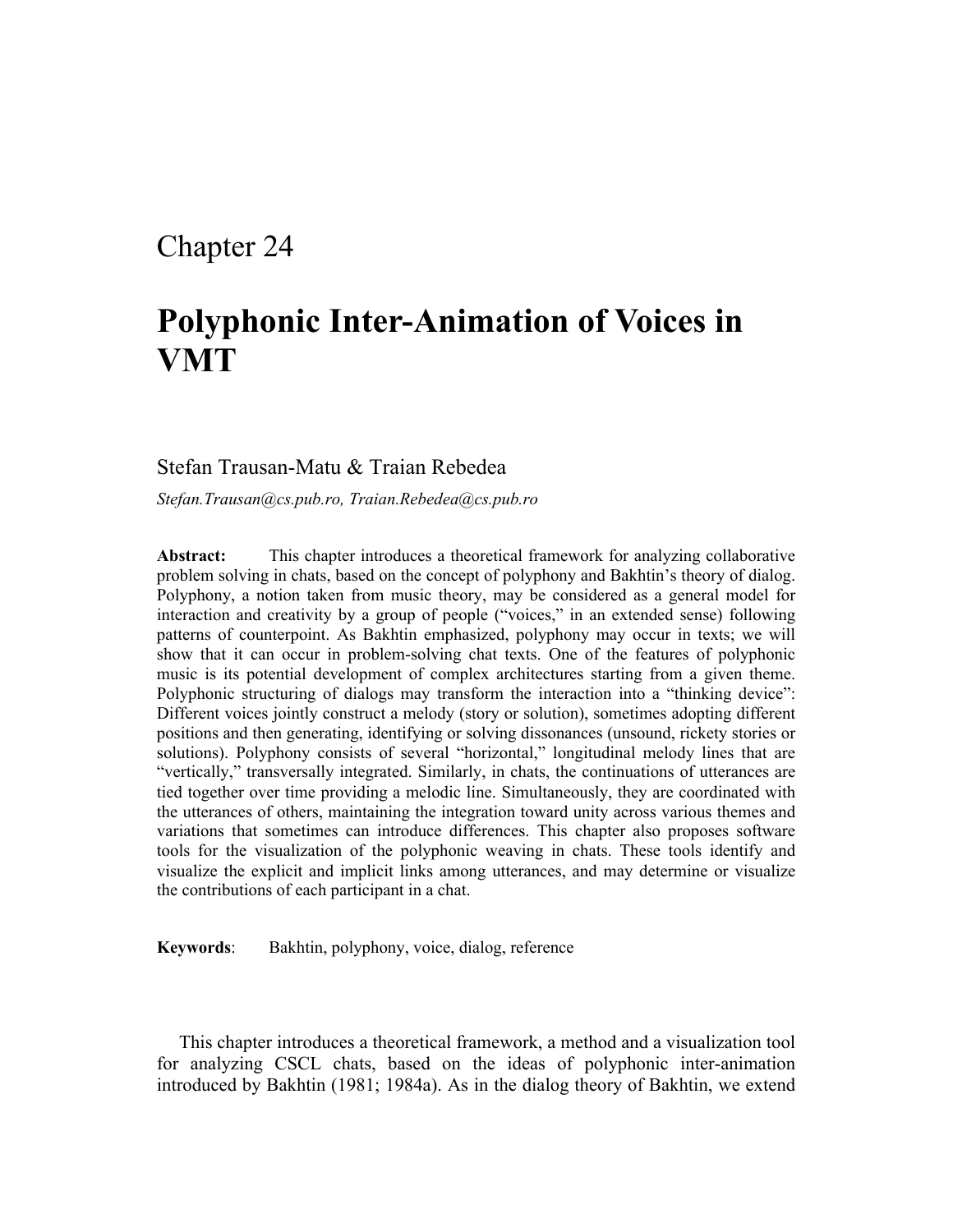# Chapter 24

# Polyphonic Inter-Animation of Voices in VMT

Stefan Trausan-Matu & Traian Rebedea

*Stefan.Trausan@cs.pub.ro, Traian.Rebedea@cs.pub.ro*

**Abstract:** This chapter introduces a theoretical framework for analyzing collaborative problem solving in chats, based on the concept of polyphony and Bakhtin's theory of dialog. Polyphony, a notion taken from music theory, may be considered as a general model for interaction and creativity by a group of people ("voices," in an extended sense) following patterns of counterpoint. As Bakhtin emphasized, polyphony may occur in texts; we will show that it can occur in problem-solving chat texts. One of the features of polyphonic music is its potential development of complex architectures starting from a given theme. Polyphonic structuring of dialogs may transform the interaction into a "thinking device": Different voices jointly construct a melody (story or solution), sometimes adopting different positions and then generating, identifying or solving dissonances (unsound, rickety stories or solutions). Polyphony consists of several "horizontal," longitudinal melody lines that are "vertically," transversally integrated. Similarly, in chats, the continuations of utterances are tied together over time providing a melodic line. Simultaneously, they are coordinated with the utterances of others, maintaining the integration toward unity across various themes and variations that sometimes can introduce differences. This chapter also proposes software tools for the visualization of the polyphonic weaving in chats. These tools identify and visualize the explicit and implicit links among utterances, and may determine or visualize the contributions of each participant in a chat.

**Keywords**: Bakhtin, polyphony, voice, dialog, reference

This chapter introduces a theoretical framework, a method and a visualization tool for analyzing CSCL chats, based on the ideas of polyphonic inter-animation introduced by Bakhtin (1981; 1984a). As in the dialog theory of Bakhtin, we extend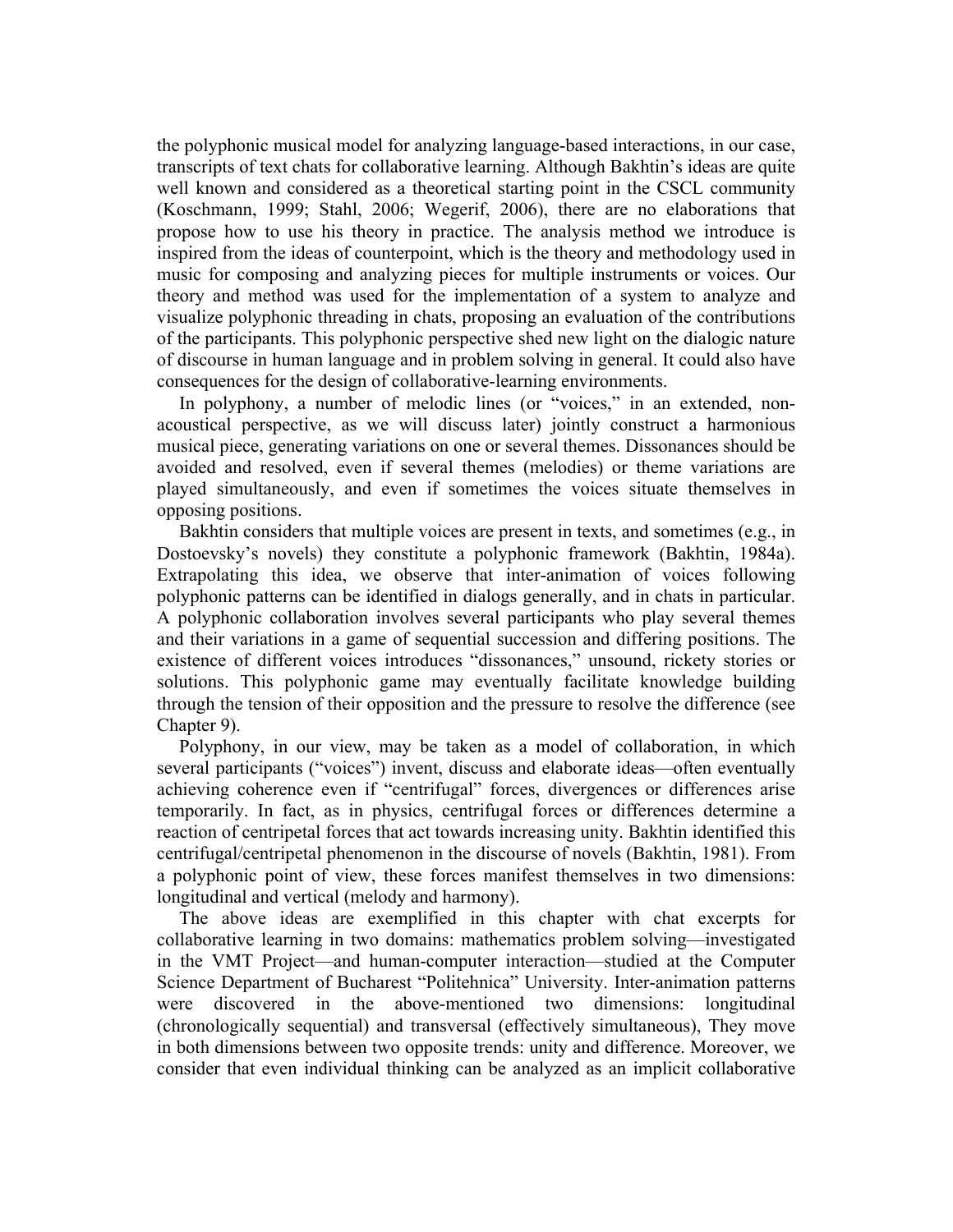the polyphonic musical model for analyzing language-based interactions, in our case, transcripts of text chats for collaborative learning. Although Bakhtin's ideas are quite well known and considered as a theoretical starting point in the CSCL community (Koschmann, 1999; Stahl, 2006; Wegerif, 2006), there are no elaborations that propose how to use his theory in practice. The analysis method we introduce is inspired from the ideas of counterpoint, which is the theory and methodology used in music for composing and analyzing pieces for multiple instruments or voices. Our theory and method was used for the implementation of a system to analyze and visualize polyphonic threading in chats, proposing an evaluation of the contributions of the participants. This polyphonic perspective shed new light on the dialogic nature of discourse in human language and in problem solving in general. It could also have consequences for the design of collaborative-learning environments.

In polyphony, a number of melodic lines (or "voices," in an extended, non-acoustical perspective, as we will discuss later) jointly construct a harmonious musical piece, generating variations on one or several themes. Dissonances should be avoided and resolved, even if several themes (melodies) or theme variations are played simultaneously, and even if sometimes the voices situate themselves in opposing positions.

Bakhtin considers that multiple voices are present in texts, and sometimes (e.g., in Dostoevsky's novels) they constitute a polyphonic framework (Bakhtin, 1984a). Extrapolating this idea, we observe that inter-animation of voices following polyphonic patterns can be identified in dialogs generally, and in chats in particular. A polyphonic collaboration involves several participants who play several themes and their variations in a game of sequential succession and differing positions. The existence of different voices introduces "dissonances," unsound, rickety stories or solutions. This polyphonic game may eventually facilitate knowledge building through the tension of their opposition and the pressure to resolve the difference (see Chapter 9).

Polyphony, in our view, may be taken as a model of collaboration, in which several participants ("voices") invent, discuss and elaborate ideas—often eventually achieving coherence even if "centrifugal" forces, divergences or differences arise temporarily. In fact, as in physics, centrifugal forces or differences determine a reaction of centripetal forces that act towards increasing unity. Bakhtin identified this centrifugal/centripetal phenomenon in the discourse of novels (Bakhtin, 1981). From a polyphonic point of view, these forces manifest themselves in two dimensions: longitudinal and vertical (melody and harmony).

The above ideas are exemplified in this chapter with chat excerpts for collaborative learning in two domains: mathematics problem solving—investigated in the VMT Project—and human-computer interaction—studied at the Computer Science Department of Bucharest "Politehnica" University. Inter-animation patterns were discovered in the above-mentioned two dimensions: longitudinal (chronologically sequential) and transversal (effectively simultaneous), They move in both dimensions between two opposite trends: unity and difference. Moreover, we consider that even individual thinking can be analyzed as an implicit collaborative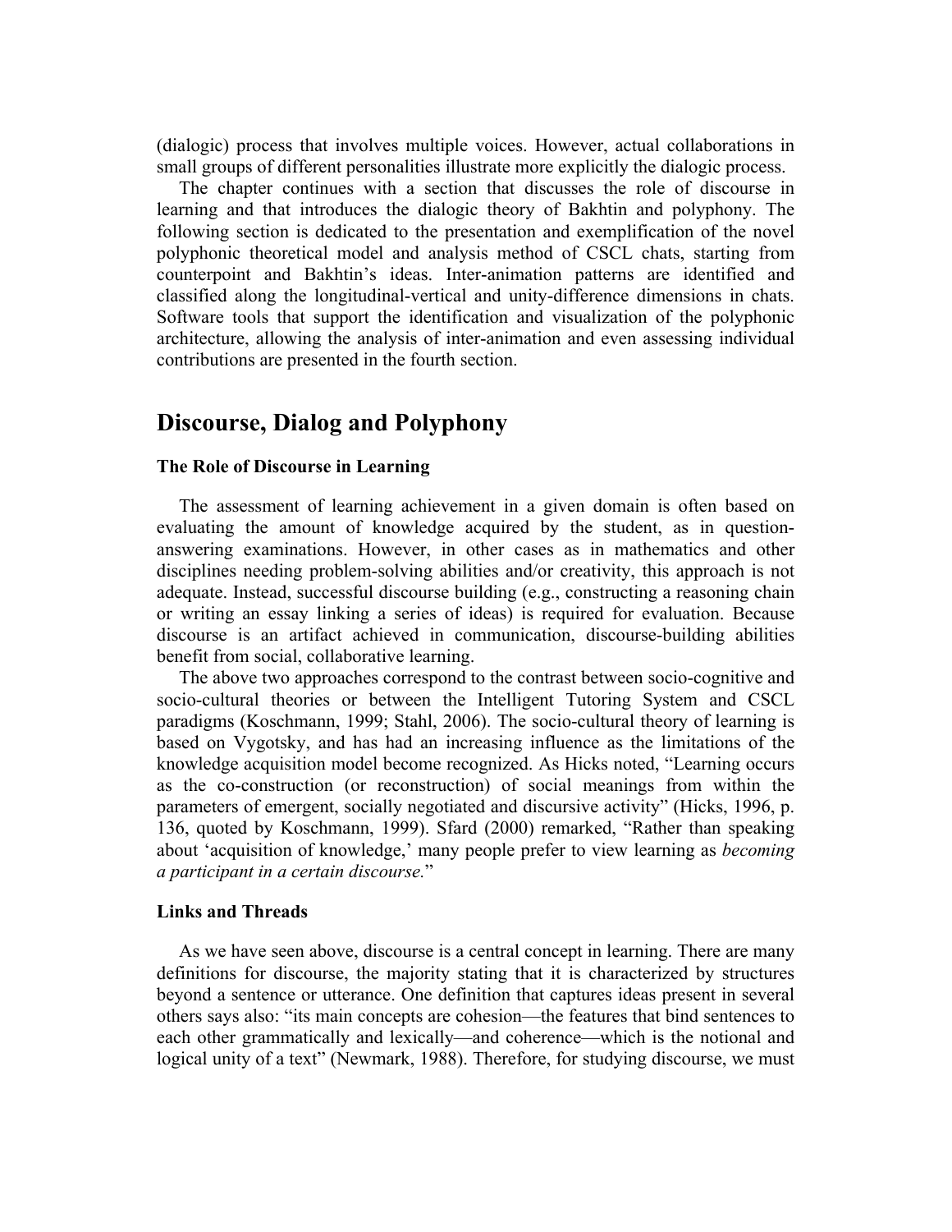(dialogic) process that involves multiple voices. However, actual collaborations in small groups of different personalities illustrate more explicitly the dialogic process.

The chapter continues with a section that discusses the role of discourse in learning and that introduces the dialogic theory of Bakhtin and polyphony. The following section is dedicated to the presentation and exemplification of the novel polyphonic theoretical model and analysis method of CSCL chats, starting from counterpoint and Bakhtin's ideas. Inter-animation patterns are identified and classified along the longitudinal-vertical and unity-difference dimensions in chats. Software tools that support the identification and visualization of the polyphonic architecture, allowing the analysis of inter-animation and even assessing individual contributions are presented in the fourth section.

## Discourse, Dialog and Polyphony

### The Role of Discourse in Learning

The assessment of learning achievement in a given domain is often based on evaluating the amount of knowledge acquired by the student, as in question-answering examinations. However, in other cases as in mathematics and other disciplines needing problem-solving abilities and/or creativity, this approach is not adequate. Instead, successful discourse building (e.g., constructing a reasoning chain or writing an essay linking a series of ideas) is required for evaluation. Because discourse is an artifact achieved in communication, discourse-building abilities benefit from social, collaborative learning.

The above two approaches correspond to the contrast between socio-cognitive and socio-cultural theories or between the Intelligent Tutoring System and CSCL paradigms (Koschmann, 1999; Stahl, 2006). The socio-cultural theory of learning is based on Vygotsky, and has had an increasing influence as the limitations of the knowledge acquisition model become recognized. As Hicks noted, "Learning occurs as the co-construction (or reconstruction) of social meanings from within the parameters of emergent, socially negotiated and discursive activity" (Hicks, 1996, p. 136, quoted by Koschmann, 1999). Sfard (2000) remarked, "Rather than speaking about 'acquisition of knowledge,' many people prefer to view learning as *becoming a participant in a certain discourse.*"

### Links and Threads

As we have seen above, discourse is a central concept in learning. There are many definitions for discourse, the majority stating that it is characterized by structures beyond a sentence or utterance. One definition that captures ideas present in several others says also: "its main concepts are cohesion—the features that bind sentences to each other grammatically and lexically—and coherence—which is the notional and logical unity of a text" (Newmark, 1988). Therefore, for studying discourse, we must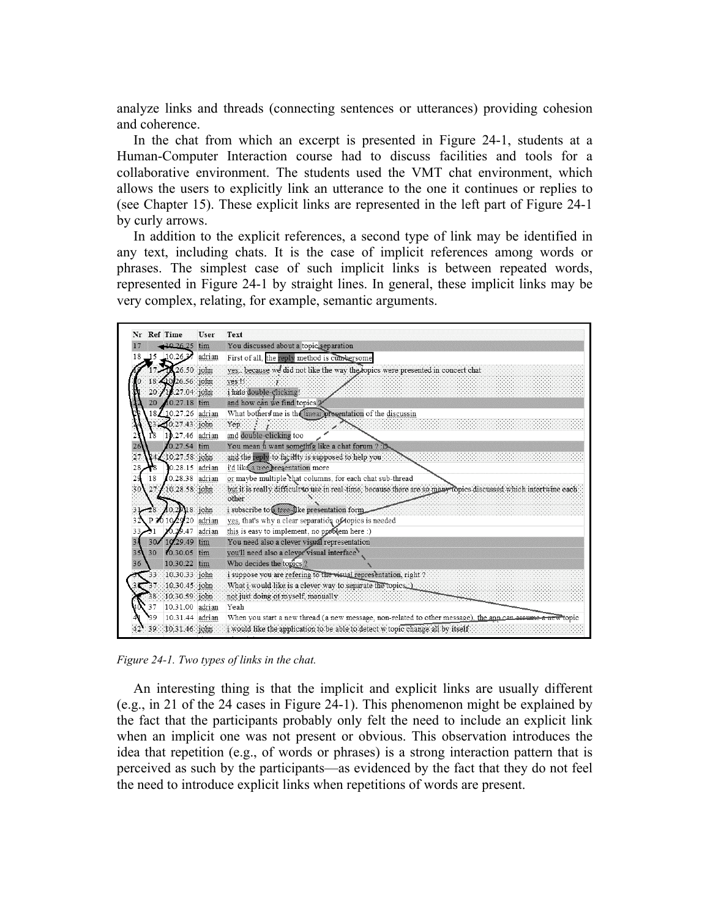analyze links and threads (connecting sentences or utterances) providing cohesion and coherence.

In the chat from which an excerpt is presented in Figure 24-1, students at a Human-Computer Interaction course had to discuss facilities and tools for a collaborative environment. The students used the VMT chat environment, which allows the users to explicitly link an utterance to the one it continues or replies to (see Chapter 15). These explicit links are represented in the left part of Figure 24-1 by curly arrows.

In addition to the explicit references, a second type of link may be identified in any text, including chats. It is the case of implicit references among words or phrases. The simplest case of such implicit links is between repeated words, represented in Figure 24-1 by straight lines. In general, these implicit links may be very complex, relating, for example, semantic arguments.

| Nr | Ref | Time | User | Text |
|---|---|---|---|---|
| 17 | | 10.26.25 | tim | You discussed about a topic separation |
| 18 | 15 | 10.26.37 | adrian | First of all, the reply method is cumbersome |
| 19 | 17 | 10.26.50 | john | yes.. because we did not like the way the topics were presented in concert chat |
| 20 | 18 | 10.26.56 | john | yes !! |
| 21 | 20 | 10.27.04 | john | i hate double-clicking! |
| 22 | 20 | 10.27.18 | tim | and how can we find topics ? |
| 23 | 18 | 10.27.26 | adrian | What bothers me is the linear presentation of the discussin |
| 24 | 23 | 10.27.43 | john | Yep |
| 25 | 18 | 10.27.46 | adrian | and double-clicking too |
| 26 | | 10.27.54 | tim | You mean u want something like a chat forum ? :D |
| 27 | 24 | 10.27.58 | john | and the reply to facility is supposed to help you |
| 28 | 18 | 10.28.15 | adrian | i'd like a tree presentation more |
| 29 | 18 | 10.28.38 | adrian | or maybe multiple chat columns, for each chat sub-thread |
| 30 | 27 | 10.28.58 | john | but it is really difficult to use in real-time, because there are so many topics discussed which intertwine each other |
| 31 | 28 | 10.29.18 | john | i subscribe to a tree-like presentation form |
| 32 | P 30 | 10.29.20 | adrian | yes, that's why a clear separation of topics is needed |
| 33 | 31 | 10.29.47 | adrian | this is easy to implement, no problem here :) |
| 34 | 30 | 10.29.49 | tim | You need also a clever visual representation |
| 35 | 30 | 10.30.05 | tim | you'll need also a clever visual interface |
| 36 | | 10.30.22 | tim | Who decides the topics ? |
| 37 | 33 | 10.30.33 | john | i suppose you are refering to the visual representation, right ? |
| 38 | 37 | 10.30.45 | john | What i would like is a clever way to separate the topics :) |
| 39 | 38 | 10.30.59 | john | not just doing of myself, manually |
| 40 | 37 | 10.31.00 | adrian | Yeah |
| 41 | 39 | 10.31.44 | adrian | When you start a new thread (a new message, non-related to other message), the app can assume a new topic |
| 42 | 39 | 10.31.46 | john | i would like the application to be able to detect w topic change all by itself |

*Figure 24-1. Two types of links in the chat.*

An interesting thing is that the implicit and explicit links are usually different (e.g., in 21 of the 24 cases in Figure 24-1). This phenomenon might be explained by the fact that the participants probably only felt the need to include an explicit link when an implicit one was not present or obvious. This observation introduces the idea that repetition (e.g., of words or phrases) is a strong interaction pattern that is perceived as such by the participants—as evidenced by the fact that they do not feel the need to introduce explicit links when repetitions of words are present.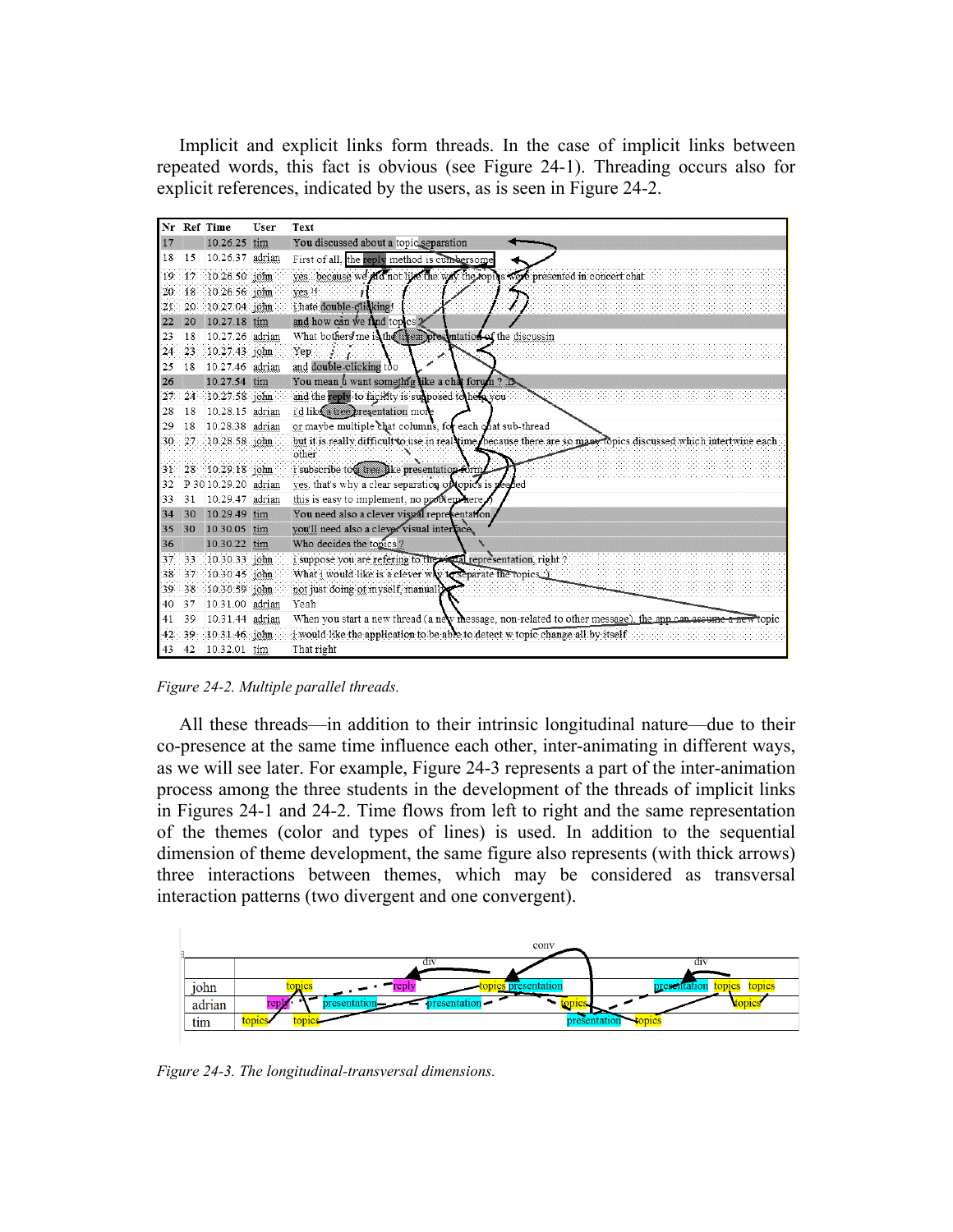Implicit and explicit links form threads. In the case of implicit links between repeated words, this fact is obvious (see Figure 24-1). Threading occurs also for explicit references, indicated by the users, as is seen in Figure 24-2.

| Nr | Ref | Time | User | Text |
|---|---|---|---|---|
| 17 | | 10.26.25 | tim | You discussed about a topic separation |
| 18 | 15 | 10.26.37 | adrian | First of all, the reply method is cumbersome |
| 19 | 17 | 10.26.50 | john | yes.. because we did not like the way the topics were presented in concert chat |
| 20 | 18 | 10.26.56 | john | yes !! |
| 21 | 20 | 10.27.04 | john | i hate double-clicking! |
| 22 | 20 | 10.27.18 | tim | and how can we find topics ? |
| 23 | 18 | 10.27.26 | adrian | What bothers me is the linear presentation of the discussin |
| 24 | 23 | 10.27.43 | john | Yep |
| 25 | 18 | 10.27.46 | adrian | and double-clicking too |
| 26 | | 10.27.54 | tim | You mean u want something like a chat forum ? :D |
| 27 | 24 | 10.27.58 | john | and the reply to facility is supposed to help you |
| 28 | 18 | 10.28.15 | adrian | i'd like a tree presentation more |
| 29 | 18 | 10.28.38 | adrian | or maybe multiple chat columns, for each chat sub-thread |
| 30 | 27 | 10.28.58 | john | but it is really difficult to use in real time, because there are so many topics discussed which intertwine each other |
| 31 | 28 | 10.29.18 | john | i subscribe to a tree like presentation form |
| 32 | P 30 | 10.29.20 | adrian | yes, that's why a clear separation of topics is needed |
| 33 | 31 | 10.29.47 | adrian | this is easy to implement, no problem here :) |
| 34 | 30 | 10.29.49 | tim | You need also a clever visual representation |
| 35 | 30 | 10.30.05 | tim | you'll need also a clever visual interface |
| 36 | | 10.30.22 | tim | Who decides the topics ? |
| 37 | 33 | 10.30.33 | john | i suppose you are refering to the visual representation, right ? |
| 38 | 37 | 10.30.45 | john | What i would like is a clever way to separate the topics :) |
| 39 | 38 | 10.30.59 | john | not just doing it myself, manually |
| 40 | 37 | 10.31.00 | adrian | Yeah |
| 41 | 39 | 10.31.44 | adrian | When you start a new thread (a new message, non-related to other message), the app can assume a new topic |
| 42 | 39 | 10.31.46 | john | i would like the application to be able to detect w topic change all by itself |
| 43 | 42 | 10.32.01 | tim | That right |

*Figure 24-2. Multiple parallel threads.*

All these threads—in addition to their intrinsic longitudinal nature—due to their co-presence at the same time influence each other, inter-animating in different ways, as we will see later. For example, Figure 24-3 represents a part of the inter-animation process among the three students in the development of the threads of implicit links in Figures 24-1 and 24-2. Time flows from left to right and the same representation of the themes (color and types of lines) is used. In addition to the sequential dimension of theme development, the same figure also represents (with thick arrows) three interactions between themes, which may be considered as transversal interaction patterns (two divergent and one convergent).

*Figure 24-3. The longitudinal-transversal dimensions.*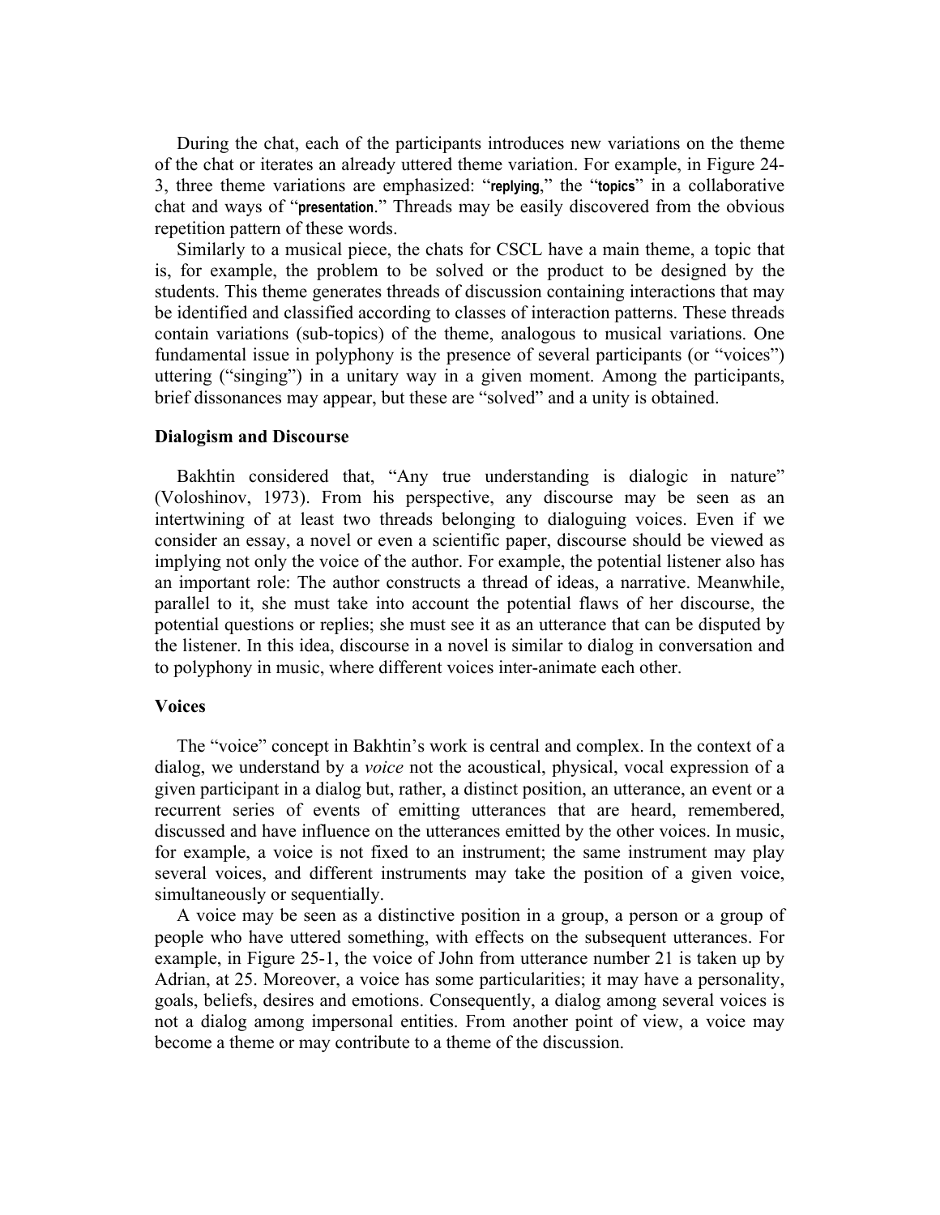During the chat, each of the participants introduces new variations on the theme of the chat or iterates an already uttered theme variation. For example, in Figure 24-3, three theme variations are emphasized: "**replying**," the "**topics**" in a collaborative chat and ways of "**presentation**." Threads may be easily discovered from the obvious repetition pattern of these words.

Similarly to a musical piece, the chats for CSCL have a main theme, a topic that is, for example, the problem to be solved or the product to be designed by the students. This theme generates threads of discussion containing interactions that may be identified and classified according to classes of interaction patterns. These threads contain variations (sub-topics) of the theme, analogous to musical variations. One fundamental issue in polyphony is the presence of several participants (or "voices") uttering ("singing") in a unitary way in a given moment. Among the participants, brief dissonances may appear, but these are "solved" and a unity is obtained.

### Dialogism and Discourse

Bakhtin considered that, "Any true understanding is dialogic in nature" (Voloshinov, 1973). From his perspective, any discourse may be seen as an intertwining of at least two threads belonging to dialoguing voices. Even if we consider an essay, a novel or even a scientific paper, discourse should be viewed as implying not only the voice of the author. For example, the potential listener also has an important role: The author constructs a thread of ideas, a narrative. Meanwhile, parallel to it, she must take into account the potential flaws of her discourse, the potential questions or replies; she must see it as an utterance that can be disputed by the listener. In this idea, discourse in a novel is similar to dialog in conversation and to polyphony in music, where different voices inter-animate each other.

### Voices

The "voice" concept in Bakhtin's work is central and complex. In the context of a dialog, we understand by a *voice* not the acoustical, physical, vocal expression of a given participant in a dialog but, rather, a distinct position, an utterance, an event or a recurrent series of events of emitting utterances that are heard, remembered, discussed and have influence on the utterances emitted by the other voices. In music, for example, a voice is not fixed to an instrument; the same instrument may play several voices, and different instruments may take the position of a given voice, simultaneously or sequentially.

A voice may be seen as a distinctive position in a group, a person or a group of people who have uttered something, with effects on the subsequent utterances. For example, in Figure 25-1, the voice of John from utterance number 21 is taken up by Adrian, at 25. Moreover, a voice has some particularities; it may have a personality, goals, beliefs, desires and emotions. Consequently, a dialog among several voices is not a dialog among impersonal entities. From another point of view, a voice may become a theme or may contribute to a theme of the discussion.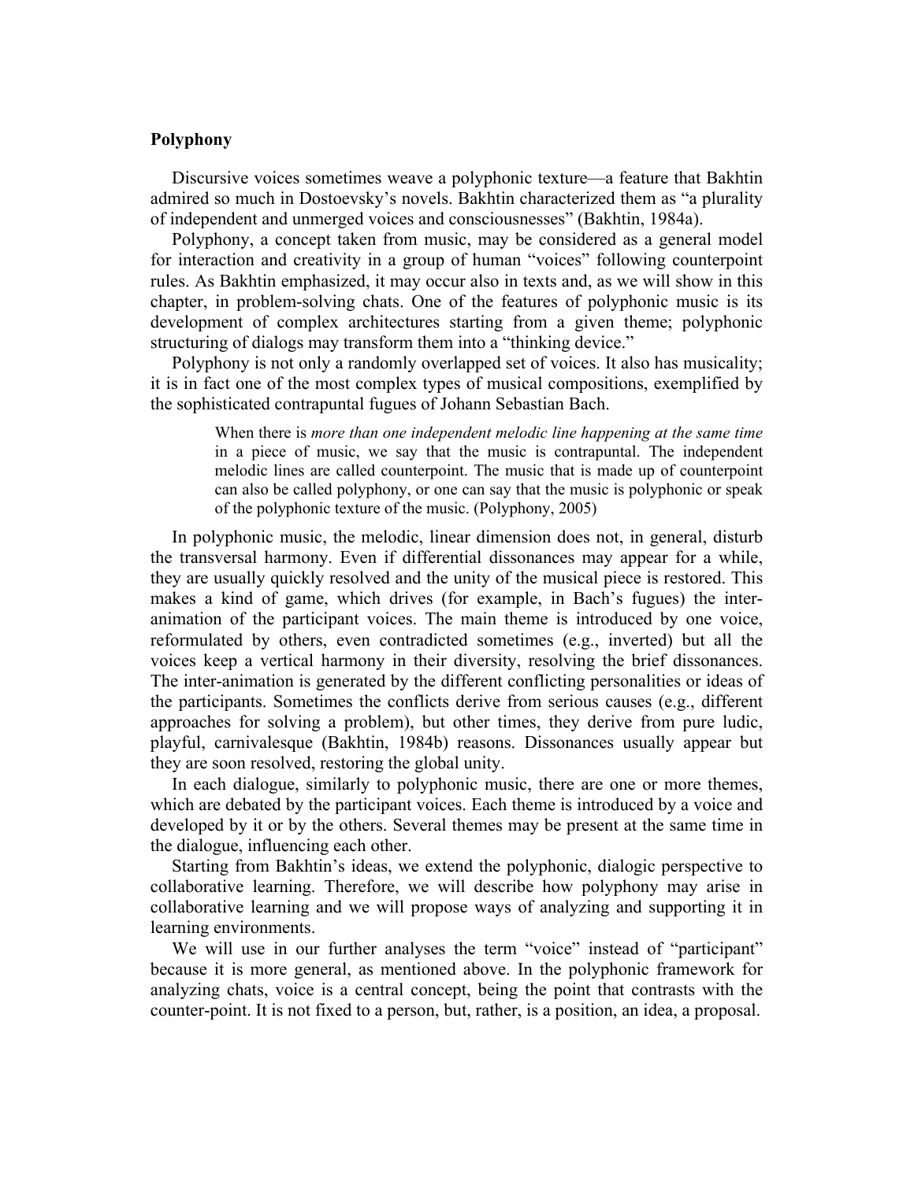## Polyphony

Discursive voices sometimes weave a polyphonic texture—a feature that Bakhtin admired so much in Dostoevsky's novels. Bakhtin characterized them as "a plurality of independent and unmerged voices and consciousnesses" (Bakhtin, 1984a).

Polyphony, a concept taken from music, may be considered as a general model for interaction and creativity in a group of human "voices" following counterpoint rules. As Bakhtin emphasized, it may occur also in texts and, as we will show in this chapter, in problem-solving chats. One of the features of polyphonic music is its development of complex architectures starting from a given theme; polyphonic structuring of dialogs may transform them into a "thinking device."

Polyphony is not only a randomly overlapped set of voices. It also has musicality; it is in fact one of the most complex types of musical compositions, exemplified by the sophisticated contrapuntal fugues of Johann Sebastian Bach.

> When there is *more than one independent melodic line happening at the same time* in a piece of music, we say that the music is contrapuntal. The independent melodic lines are called counterpoint. The music that is made up of counterpoint can also be called polyphony, or one can say that the music is polyphonic or speak of the polyphonic texture of the music. (Polyphony, 2005)

In polyphonic music, the melodic, linear dimension does not, in general, disturb the transversal harmony. Even if differential dissonances may appear for a while, they are usually quickly resolved and the unity of the musical piece is restored. This makes a kind of game, which drives (for example, in Bach's fugues) the inter-animation of the participant voices. The main theme is introduced by one voice, reformulated by others, even contradicted sometimes (e.g., inverted) but all the voices keep a vertical harmony in their diversity, resolving the brief dissonances. The inter-animation is generated by the different conflicting personalities or ideas of the participants. Sometimes the conflicts derive from serious causes (e.g., different approaches for solving a problem), but other times, they derive from pure ludic, playful, carnivalesque (Bakhtin, 1984b) reasons. Dissonances usually appear but they are soon resolved, restoring the global unity.

In each dialogue, similarly to polyphonic music, there are one or more themes, which are debated by the participant voices. Each theme is introduced by a voice and developed by it or by the others. Several themes may be present at the same time in the dialogue, influencing each other.

Starting from Bakhtin's ideas, we extend the polyphonic, dialogic perspective to collaborative learning. Therefore, we will describe how polyphony may arise in collaborative learning and we will propose ways of analyzing and supporting it in learning environments.

We will use in our further analyses the term "voice" instead of "participant" because it is more general, as mentioned above. In the polyphonic framework for analyzing chats, voice is a central concept, being the point that contrasts with the counter-point. It is not fixed to a person, but, rather, is a position, an idea, a proposal.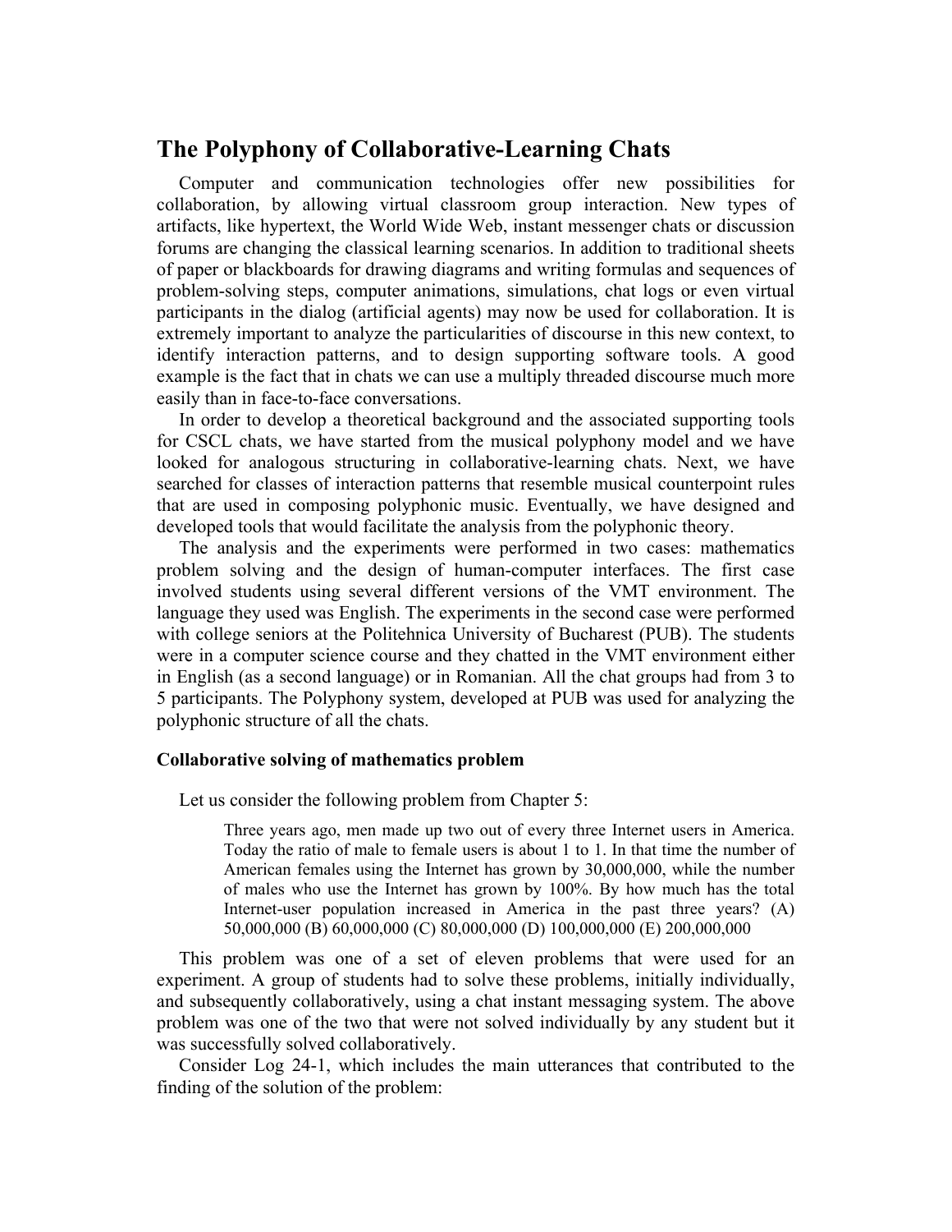## The Polyphony of Collaborative-Learning Chats

Computer and communication technologies offer new possibilities for collaboration, by allowing virtual classroom group interaction. New types of artifacts, like hypertext, the World Wide Web, instant messenger chats or discussion forums are changing the classical learning scenarios. In addition to traditional sheets of paper or blackboards for drawing diagrams and writing formulas and sequences of problem-solving steps, computer animations, simulations, chat logs or even virtual participants in the dialog (artificial agents) may now be used for collaboration. It is extremely important to analyze the particularities of discourse in this new context, to identify interaction patterns, and to design supporting software tools. A good example is the fact that in chats we can use a multiply threaded discourse much more easily than in face-to-face conversations.

In order to develop a theoretical background and the associated supporting tools for CSCL chats, we have started from the musical polyphony model and we have looked for analogous structuring in collaborative-learning chats. Next, we have searched for classes of interaction patterns that resemble musical counterpoint rules that are used in composing polyphonic music. Eventually, we have designed and developed tools that would facilitate the analysis from the polyphonic theory.

The analysis and the experiments were performed in two cases: mathematics problem solving and the design of human-computer interfaces. The first case involved students using several different versions of the VMT environment. The language they used was English. The experiments in the second case were performed with college seniors at the Politehnica University of Bucharest (PUB). The students were in a computer science course and they chatted in the VMT environment either in English (as a second language) or in Romanian. All the chat groups had from 3 to 5 participants. The Polyphony system, developed at PUB was used for analyzing the polyphonic structure of all the chats.

#### Collaborative solving of mathematics problem

Let us consider the following problem from Chapter 5:

> Three years ago, men made up two out of every three Internet users in America. Today the ratio of male to female users is about 1 to 1. In that time the number of American females using the Internet has grown by 30,000,000, while the number of males who use the Internet has grown by 100%. By how much has the total Internet-user population increased in America in the past three years? (A) 50,000,000 (B) 60,000,000 (C) 80,000,000 (D) 100,000,000 (E) 200,000,000

This problem was one of a set of eleven problems that were used for an experiment. A group of students had to solve these problems, initially individually, and subsequently collaboratively, using a chat instant messaging system. The above problem was one of the two that were not solved individually by any student but it was successfully solved collaboratively.

Consider Log 24-1, which includes the main utterances that contributed to the finding of the solution of the problem: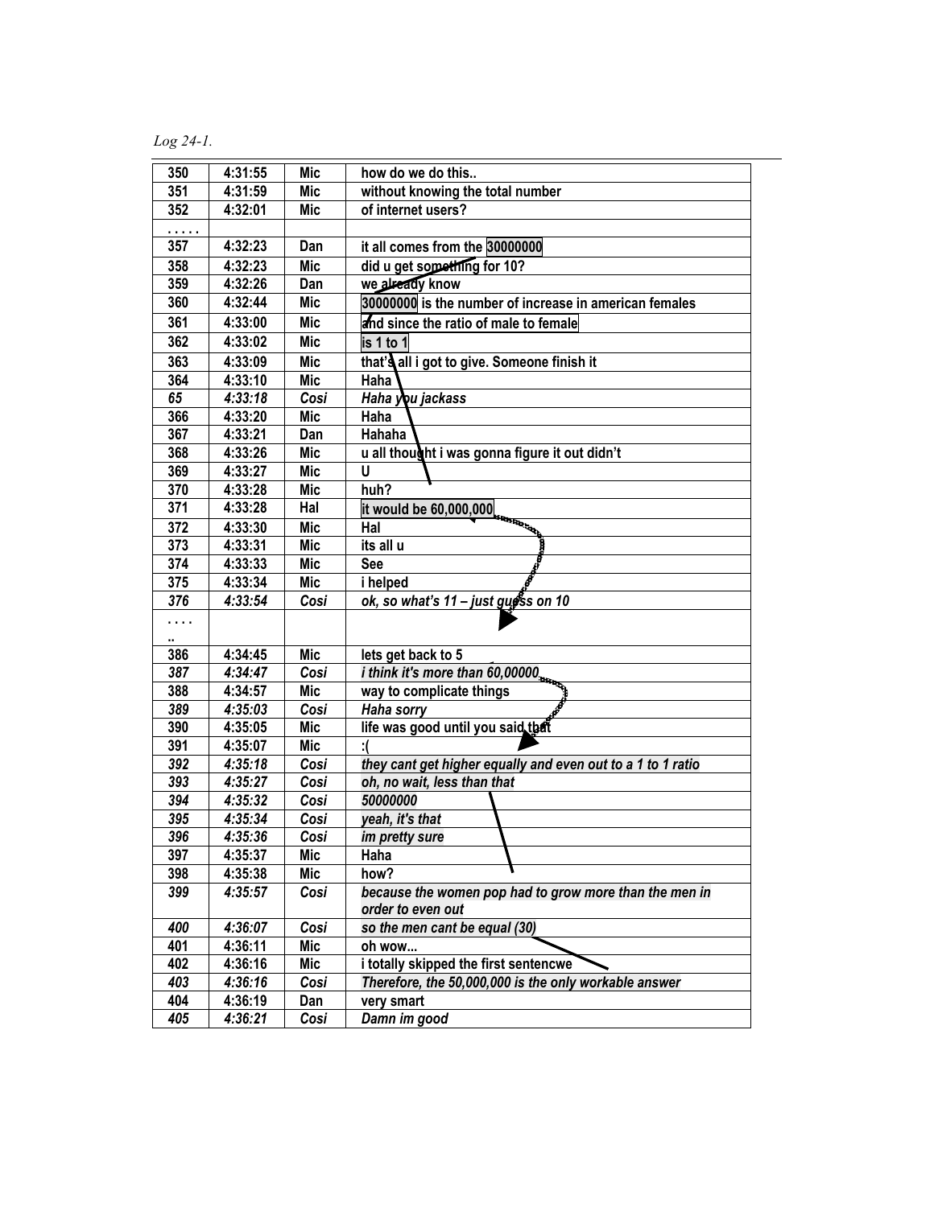*Log 24-1.*

| | | | |
|---|---|---|---|
| 350 | 4:31:55 | Mic | how do we do this.. |
| 351 | 4:31:59 | Mic | without knowing the total number |
| 352 | 4:32:01 | Mic | of internet users? |
| . . . . . | | | |
| 357 | 4:32:23 | Dan | it all comes from the 30000000 |
| 358 | 4:32:23 | Mic | did u get something for 10? |
| 359 | 4:32:26 | Dan | we already know |
| 360 | 4:32:44 | Mic | 30000000 is the number of increase in american females |
| 361 | 4:33:00 | Mic | and since the ratio of male to female |
| 362 | 4:33:02 | Mic | is 1 to 1 |
| 363 | 4:33:09 | Mic | that's all i got to give. Someone finish it |
| 364 | 4:33:10 | Mic | Haha |
| *65* | *4:33:18* | *Cosi* | *Haha you jackass* |
| 366 | 4:33:20 | Mic | Haha |
| 367 | 4:33:21 | Dan | Hahaha |
| 368 | 4:33:26 | Mic | u all thought i was gonna figure it out didn't |
| 369 | 4:33:27 | Mic | U |
| 370 | 4:33:28 | Mic | huh? |
| 371 | 4:33:28 | Hal | it would be 60,000,000 |
| 372 | 4:33:30 | Mic | Hal |
| 373 | 4:33:31 | Mic | its all u |
| 374 | 4:33:33 | Mic | See |
| 375 | 4:33:34 | Mic | i helped |
| *376* | *4:33:54* | *Cosi* | *ok, so what's 11 – just guess on 10* |
| . . . . .. | | | |
| 386 | 4:34:45 | Mic | lets get back to 5 |
| *387* | *4:34:47* | *Cosi* | *i think it's more than 60,00000* |
| 388 | 4:34:57 | Mic | way to complicate things |
| *389* | *4:35:03* | *Cosi* | *Haha sorry* |
| 390 | 4:35:05 | Mic | life was good until you said that |
| 391 | 4:35:07 | Mic | :( |
| *392* | *4:35:18* | *Cosi* | *they cant get higher equally and even out to a 1 to 1 ratio* |
| *393* | *4:35:27* | *Cosi* | *oh, no wait, less than that* |
| *394* | *4:35:32* | *Cosi* | *50000000* |
| *395* | *4:35:34* | *Cosi* | *yeah, it's that* |
| *396* | *4:35:36* | *Cosi* | *im pretty sure* |
| 397 | 4:35:37 | Mic | Haha |
| 398 | 4:35:38 | Mic | how? |
| *399* | *4:35:57* | *Cosi* | *because the women pop had to grow more than the men in order to even out* |
| *400* | *4:36:07* | *Cosi* | *so the men cant be equal (30)* |
| 401 | 4:36:11 | Mic | oh wow... |
| 402 | 4:36:16 | Mic | i totally skipped the first sentencwe |
| *403* | *4:36:16* | *Cosi* | *Therefore, the 50,000,000 is the only workable answer* |
| 404 | 4:36:19 | Dan | very smart |
| *405* | *4:36:21* | *Cosi* | *Damn im good* |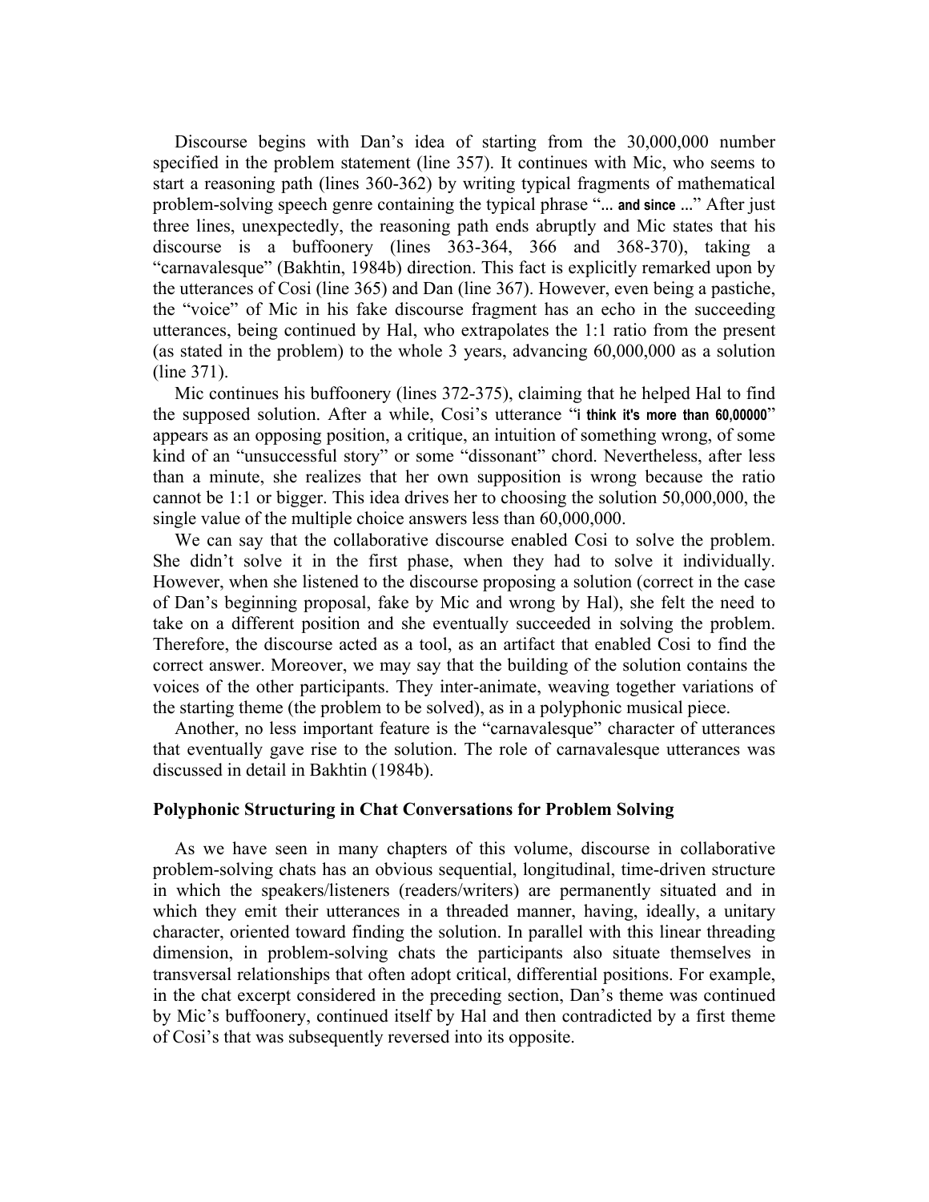Discourse begins with Dan's idea of starting from the 30,000,000 number specified in the problem statement (line 357). It continues with Mic, who seems to start a reasoning path (lines 360-362) by writing typical fragments of mathematical problem-solving speech genre containing the typical phrase "**... and since ...**" After just three lines, unexpectedly, the reasoning path ends abruptly and Mic states that his discourse is a buffoonery (lines 363-364, 366 and 368-370), taking a "carnavalesque" (Bakhtin, 1984b) direction. This fact is explicitly remarked upon by the utterances of Cosi (line 365) and Dan (line 367). However, even being a pastiche, the "voice" of Mic in his fake discourse fragment has an echo in the succeeding utterances, being continued by Hal, who extrapolates the 1:1 ratio from the present (as stated in the problem) to the whole 3 years, advancing 60,000,000 as a solution (line 371).

Mic continues his buffoonery (lines 372-375), claiming that he helped Hal to find the supposed solution. After a while, Cosi's utterance "**i think it's more than 60,00000**" appears as an opposing position, a critique, an intuition of something wrong, of some kind of an "unsuccessful story" or some "dissonant" chord. Nevertheless, after less than a minute, she realizes that her own supposition is wrong because the ratio cannot be 1:1 or bigger. This idea drives her to choosing the solution 50,000,000, the single value of the multiple choice answers less than 60,000,000.

We can say that the collaborative discourse enabled Cosi to solve the problem. She didn't solve it in the first phase, when they had to solve it individually. However, when she listened to the discourse proposing a solution (correct in the case of Dan's beginning proposal, fake by Mic and wrong by Hal), she felt the need to take on a different position and she eventually succeeded in solving the problem. Therefore, the discourse acted as a tool, as an artifact that enabled Cosi to find the correct answer. Moreover, we may say that the building of the solution contains the voices of the other participants. They inter-animate, weaving together variations of the starting theme (the problem to be solved), as in a polyphonic musical piece.

Another, no less important feature is the "carnavalesque" character of utterances that eventually gave rise to the solution. The role of carnavalesque utterances was discussed in detail in Bakhtin (1984b).

### Polyphonic Structuring in Chat Conversations for Problem Solving

As we have seen in many chapters of this volume, discourse in collaborative problem-solving chats has an obvious sequential, longitudinal, time-driven structure in which the speakers/listeners (readers/writers) are permanently situated and in which they emit their utterances in a threaded manner, having, ideally, a unitary character, oriented toward finding the solution. In parallel with this linear threading dimension, in problem-solving chats the participants also situate themselves in transversal relationships that often adopt critical, differential positions. For example, in the chat excerpt considered in the preceding section, Dan's theme was continued by Mic's buffoonery, continued itself by Hal and then contradicted by a first theme of Cosi's that was subsequently reversed into its opposite.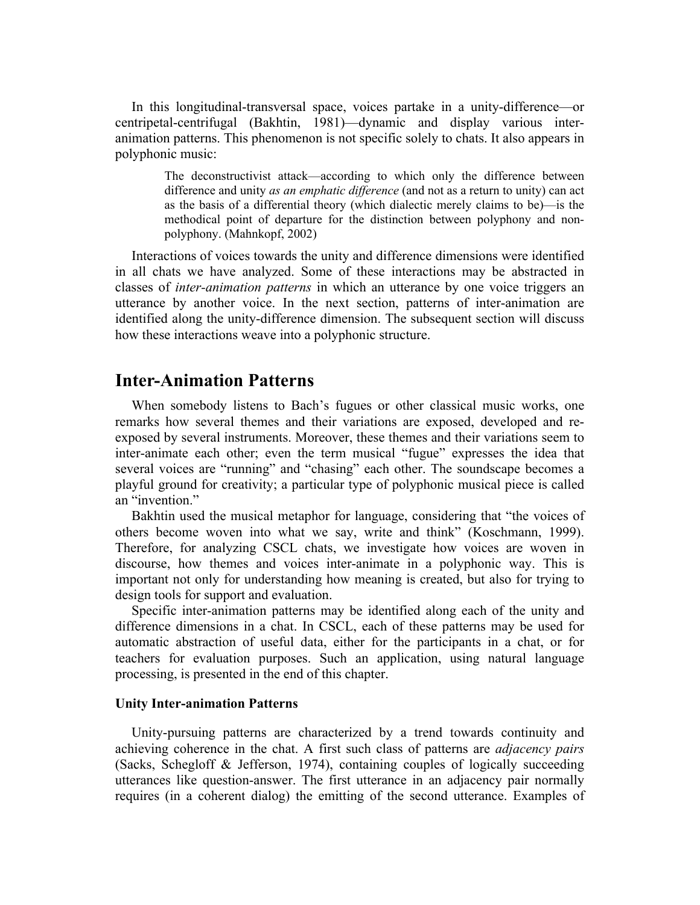In this longitudinal-transversal space, voices partake in a unity-difference—or centripetal-centrifugal (Bakhtin, 1981)—dynamic and display various inter-animation patterns. This phenomenon is not specific solely to chats. It also appears in polyphonic music:

> The deconstructivist attack—according to which only the difference between difference and unity *as an emphatic difference* (and not as a return to unity) can act as the basis of a differential theory (which dialectic merely claims to be)—is the methodical point of departure for the distinction between polyphony and non-polyphony. (Mahnkopf, 2002)

Interactions of voices towards the unity and difference dimensions were identified in all chats we have analyzed. Some of these interactions may be abstracted in classes of *inter-animation patterns* in which an utterance by one voice triggers an utterance by another voice. In the next section, patterns of inter-animation are identified along the unity-difference dimension. The subsequent section will discuss how these interactions weave into a polyphonic structure.

## Inter-Animation Patterns

When somebody listens to Bach's fugues or other classical music works, one remarks how several themes and their variations are exposed, developed and re-exposed by several instruments. Moreover, these themes and their variations seem to inter-animate each other; even the term musical "fugue" expresses the idea that several voices are "running" and "chasing" each other. The soundscape becomes a playful ground for creativity; a particular type of polyphonic musical piece is called an "invention."

Bakhtin used the musical metaphor for language, considering that "the voices of others become woven into what we say, write and think" (Koschmann, 1999). Therefore, for analyzing CSCL chats, we investigate how voices are woven in discourse, how themes and voices inter-animate in a polyphonic way. This is important not only for understanding how meaning is created, but also for trying to design tools for support and evaluation.

Specific inter-animation patterns may be identified along each of the unity and difference dimensions in a chat. In CSCL, each of these patterns may be used for automatic abstraction of useful data, either for the participants in a chat, or for teachers for evaluation purposes. Such an application, using natural language processing, is presented in the end of this chapter.

### Unity Inter-animation Patterns

Unity-pursuing patterns are characterized by a trend towards continuity and achieving coherence in the chat. A first such class of patterns are *adjacency pairs* (Sacks, Schegloff & Jefferson, 1974), containing couples of logically succeeding utterances like question-answer. The first utterance in an adjacency pair normally requires (in a coherent dialog) the emitting of the second utterance. Examples of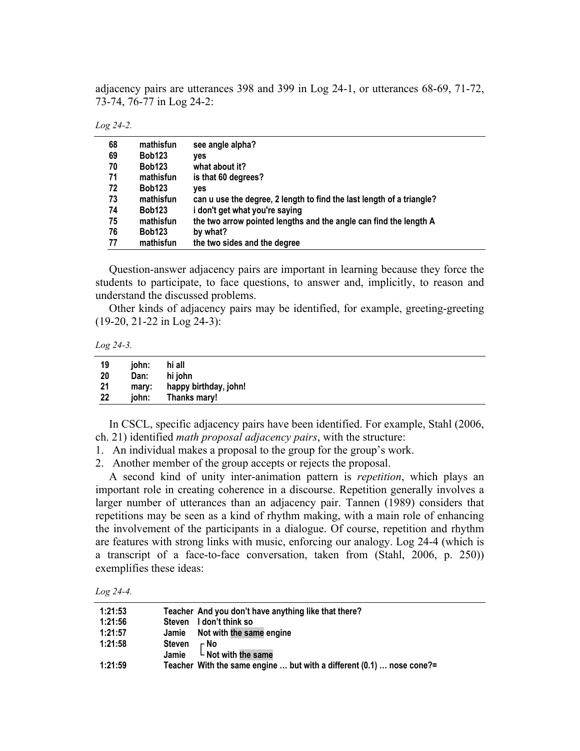adjacency pairs are utterances 398 and 399 in Log 24-1, or utterances 68-69, 71-72, 73-74, 76-77 in Log 24-2:

*Log 24-2.*

| | | |
|---|---|---|
| 68 | mathisfun | see angle alpha? |
| 69 | Bob123 | yes |
| 70 | Bob123 | what about it? |
| 71 | mathisfun | is that 60 degrees? |
| 72 | Bob123 | yes |
| 73 | mathisfun | can u use the degree, 2 length to find the last length of a triangle? |
| 74 | Bob123 | i don't get what you're saying |
| 75 | mathisfun | the two arrow pointed lengths and the angle can find the length A |
| 76 | Bob123 | by what? |
| 77 | mathisfun | the two sides and the degree |

Question-answer adjacency pairs are important in learning because they force the students to participate, to face questions, to answer and, implicitly, to reason and understand the discussed problems.

Other kinds of adjacency pairs may be identified, for example, greeting-greeting (19-20, 21-22 in Log 24-3):

*Log 24-3.*

| | | |
|---|---|---|
| 19 | john: | hi all |
| 20 | Dan: | hi john |
| 21 | mary: | happy birthday, john! |
| 22 | john: | Thanks mary! |

In CSCL, specific adjacency pairs have been identified. For example, Stahl (2006, ch. 21) identified *math proposal adjacency pairs*, with the structure:

1. An individual makes a proposal to the group for the group's work.
2. Another member of the group accepts or rejects the proposal.

A second kind of unity inter-animation pattern is *repetition*, which plays an important role in creating coherence in a discourse. Repetition generally involves a larger number of utterances than an adjacency pair. Tannen (1989) considers that repetitions may be seen as a kind of rhythm making, with a main role of enhancing the involvement of the participants in a dialogue. Of course, repetition and rhythm are features with strong links with music, enforcing our analogy. Log 24-4 (which is a transcript of a face-to-face conversation, taken from (Stahl, 2006, p. 250)) exemplifies these ideas:

*Log 24-4.*

| | | |
|---|---|---|
| 1:21:53 | Teacher | And you don't have anything like that there? |
| 1:21:56 | Steven | I don't think so |
| 1:21:57 | Jamie | Not with the same engine |
| 1:21:58 | Steven | [ No |
| | Jamie | [ Not with the same |
| 1:21:59 | Teacher | With the same engine … but with a different (0.1) … nose cone?= |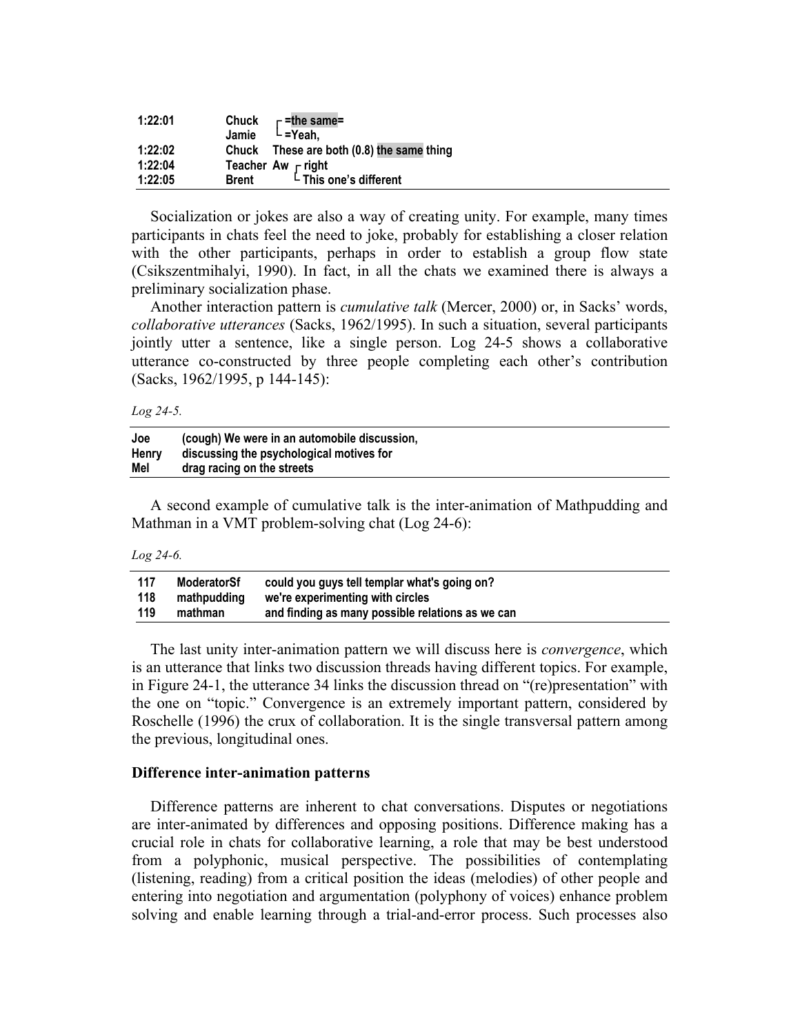| | | |
|---|---|---|
| 1:22:01 | Chuck | ⌈ =the same= |
| | Jamie | ⌊ =Yeah, |
| 1:22:02 | Chuck | These are both (0.8) the same thing |
| 1:22:04 | Teacher Aw | ⌈ right |
| 1:22:05 | Brent | ⌊ This one's different |

Socialization or jokes are also a way of creating unity. For example, many times participants in chats feel the need to joke, probably for establishing a closer relation with the other participants, perhaps in order to establish a group flow state (Csikszentmihalyi, 1990). In fact, in all the chats we examined there is always a preliminary socialization phase.

Another interaction pattern is *cumulative talk* (Mercer, 2000) or, in Sacks' words, *collaborative utterances* (Sacks, 1962/1995). In such a situation, several participants jointly utter a sentence, like a single person. Log 24-5 shows a collaborative utterance co-constructed by three people completing each other's contribution (Sacks, 1962/1995, p 144-145):

*Log 24-5.*

| | |
|---|---|
| Joe | (cough) We were in an automobile discussion, |
| Henry | discussing the psychological motives for |
| Mel | drag racing on the streets |

A second example of cumulative talk is the inter-animation of Mathpudding and Mathman in a VMT problem-solving chat (Log 24-6):

*Log 24-6.*

| | | |
|---|---|---|
| 117 | ModeratorSf | could you guys tell templar what's going on? |
| 118 | mathpudding | we're experimenting with circles |
| 119 | mathman | and finding as many possible relations as we can |

The last unity inter-animation pattern we will discuss here is *convergence*, which is an utterance that links two discussion threads having different topics. For example, in Figure 24-1, the utterance 34 links the discussion thread on "(re)presentation" with the one on "topic." Convergence is an extremely important pattern, considered by Roschelle (1996) the crux of collaboration. It is the single transversal pattern among the previous, longitudinal ones.

### Difference inter-animation patterns

Difference patterns are inherent to chat conversations. Disputes or negotiations are inter-animated by differences and opposing positions. Difference making has a crucial role in chats for collaborative learning, a role that may be best understood from a polyphonic, musical perspective. The possibilities of contemplating (listening, reading) from a critical position the ideas (melodies) of other people and entering into negotiation and argumentation (polyphony of voices) enhance problem solving and enable learning through a trial-and-error process. Such processes also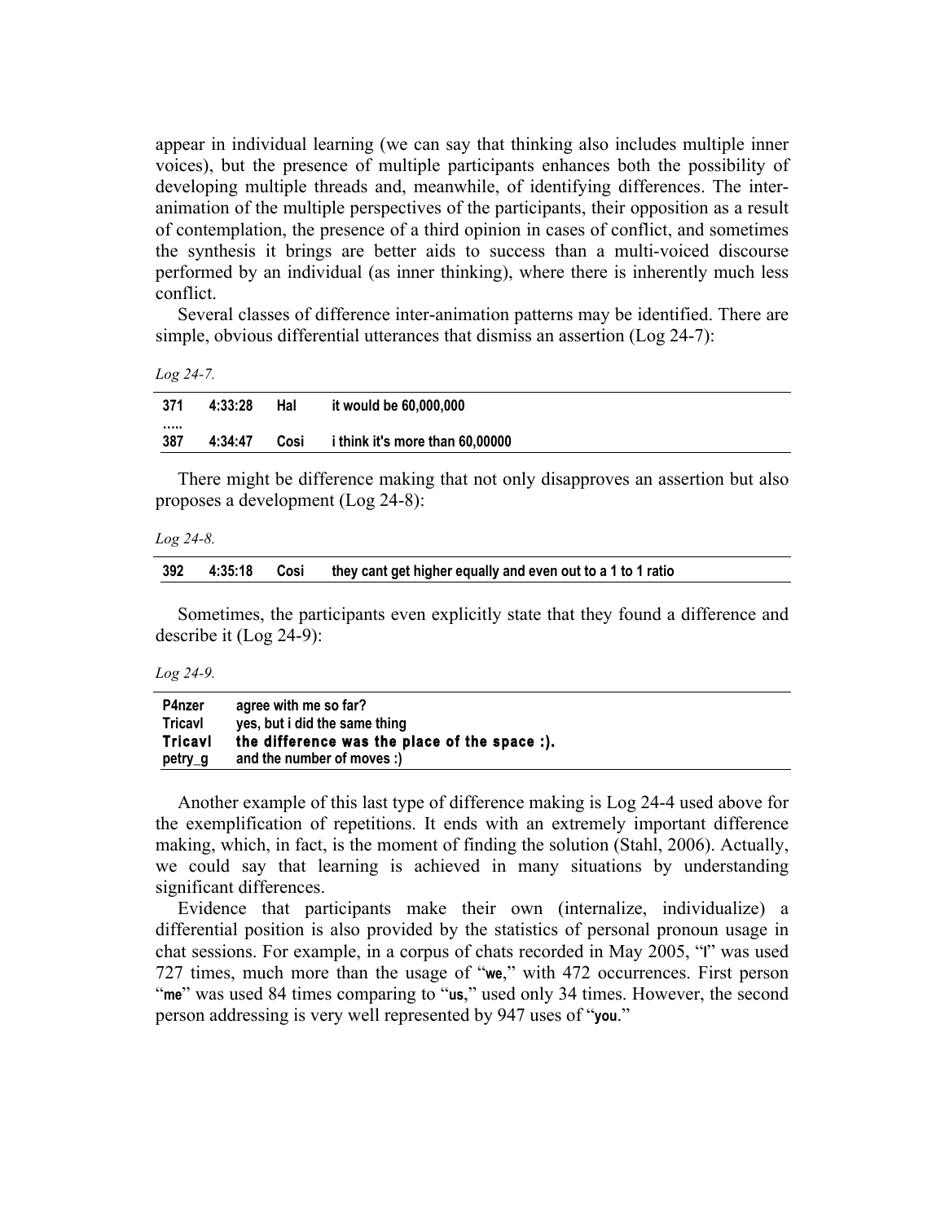appear in individual learning (we can say that thinking also includes multiple inner voices), but the presence of multiple participants enhances both the possibility of developing multiple threads and, meanwhile, of identifying differences. The inter-animation of the multiple perspectives of the participants, their opposition as a result of contemplation, the presence of a third opinion in cases of conflict, and sometimes the synthesis it brings are better aids to success than a multi-voiced discourse performed by an individual (as inner thinking), where there is inherently much less conflict.

Several classes of difference inter-animation patterns may be identified. There are simple, obvious differential utterances that dismiss an assertion (Log 24-7):

*Log 24-7.*

| | | | |
|---|---|---|---|
| **371** | **4:33:28** | **Hal** | **it would be 60,000,000** |
| **.....** | | | |
| **387** | **4:34:47** | **Cosi** | **i think it's more than 60,00000** |

There might be difference making that not only disapproves an assertion but also proposes a development (Log 24-8):

*Log 24-8.*

| | | | |
|---|---|---|---|
| **392** | **4:35:18** | **Cosi** | **they cant get higher equally and even out to a 1 to 1 ratio** |

Sometimes, the participants even explicitly state that they found a difference and describe it (Log 24-9):

*Log 24-9.*

| | |
|---|---|
| **P4nzer** | **agree with me so far?** |
| **Tricavl** | **yes, but i did the same thing** |
| **Tricavl** | **the difference was the place of the space :).** |
| **petry_g** | **and the number of moves :)** |

Another example of this last type of difference making is Log 24-4 used above for the exemplification of repetitions. It ends with an extremely important difference making, which, in fact, is the moment of finding the solution (Stahl, 2006). Actually, we could say that learning is achieved in many situations by understanding significant differences.

Evidence that participants make their own (internalize, individualize) a differential position is also provided by the statistics of personal pronoun usage in chat sessions. For example, in a corpus of chats recorded in May 2005, "**I**" was used 727 times, much more than the usage of "**we**," with 472 occurrences. First person "**me**" was used 84 times comparing to "**us**," used only 34 times. However, the second person addressing is very well represented by 947 uses of "**you**."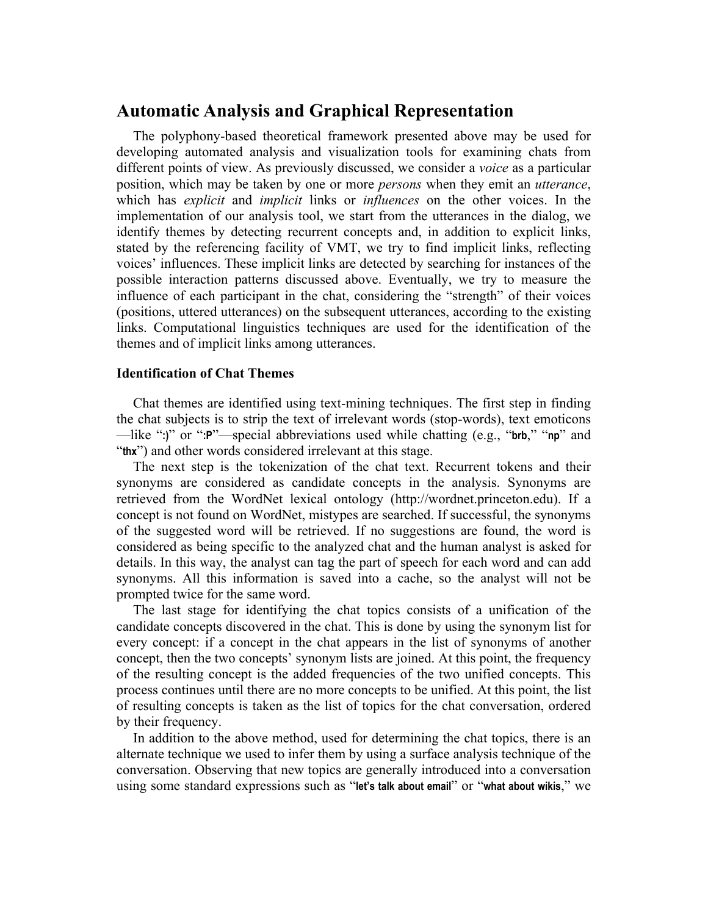## Automatic Analysis and Graphical Representation

The polyphony-based theoretical framework presented above may be used for developing automated analysis and visualization tools for examining chats from different points of view. As previously discussed, we consider a *voice* as a particular position, which may be taken by one or more *persons* when they emit an *utterance*, which has *explicit* and *implicit* links or *influences* on the other voices. In the implementation of our analysis tool, we start from the utterances in the dialog, we identify themes by detecting recurrent concepts and, in addition to explicit links, stated by the referencing facility of VMT, we try to find implicit links, reflecting voices' influences. These implicit links are detected by searching for instances of the possible interaction patterns discussed above. Eventually, we try to measure the influence of each participant in the chat, considering the "strength" of their voices (positions, uttered utterances) on the subsequent utterances, according to the existing links. Computational linguistics techniques are used for the identification of the themes and of implicit links among utterances.

### Identification of Chat Themes

Chat themes are identified using text-mining techniques. The first step in finding the chat subjects is to strip the text of irrelevant words (stop-words), text emoticons —like "**:)**" or "**:P**"—special abbreviations used while chatting (e.g., "**brb**," "**np**" and "**thx**") and other words considered irrelevant at this stage.

The next step is the tokenization of the chat text. Recurrent tokens and their synonyms are considered as candidate concepts in the analysis. Synonyms are retrieved from the WordNet lexical ontology (http://wordnet.princeton.edu). If a concept is not found on WordNet, mistypes are searched. If successful, the synonyms of the suggested word will be retrieved. If no suggestions are found, the word is considered as being specific to the analyzed chat and the human analyst is asked for details. In this way, the analyst can tag the part of speech for each word and can add synonyms. All this information is saved into a cache, so the analyst will not be prompted twice for the same word.

The last stage for identifying the chat topics consists of a unification of the candidate concepts discovered in the chat. This is done by using the synonym list for every concept: if a concept in the chat appears in the list of synonyms of another concept, then the two concepts' synonym lists are joined. At this point, the frequency of the resulting concept is the added frequencies of the two unified concepts. This process continues until there are no more concepts to be unified. At this point, the list of resulting concepts is taken as the list of topics for the chat conversation, ordered by their frequency.

In addition to the above method, used for determining the chat topics, there is an alternate technique we used to infer them by using a surface analysis technique of the conversation. Observing that new topics are generally introduced into a conversation using some standard expressions such as "**let's talk about email**" or "**what about wikis**," we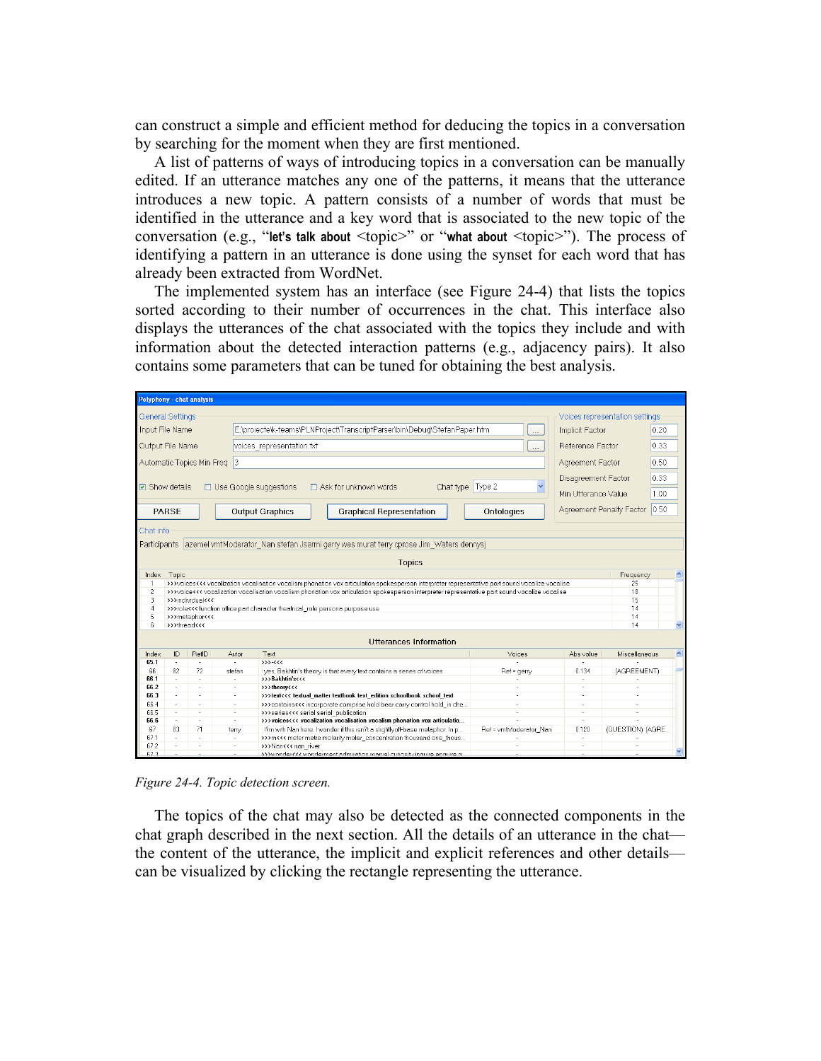can construct a simple and efficient method for deducing the topics in a conversation by searching for the moment when they are first mentioned.

A list of patterns of ways of introducing topics in a conversation can be manually edited. If an utterance matches any one of the patterns, it means that the utterance introduces a new topic. A pattern consists of a number of words that must be identified in the utterance and a key word that is associated to the new topic of the conversation (e.g., "**let's talk about** <topic>" or "**what about** <topic>"). The process of identifying a pattern in an utterance is done using the synset for each word that has already been extracted from WordNet.

The implemented system has an interface (see Figure 24-4) that lists the topics sorted according to their number of occurrences in the chat. This interface also displays the utterances of the chat associated with the topics they include and with information about the detected interaction patterns (e.g., adjacency pairs). It also contains some parameters that can be tuned for obtaining the best analysis.

*Figure 24-4. Topic detection screen.*

The topics of the chat may also be detected as the connected components in the chat graph described in the next section. All the details of an utterance in the chat—the content of the utterance, the implicit and explicit references and other details—can be visualized by clicking the rectangle representing the utterance.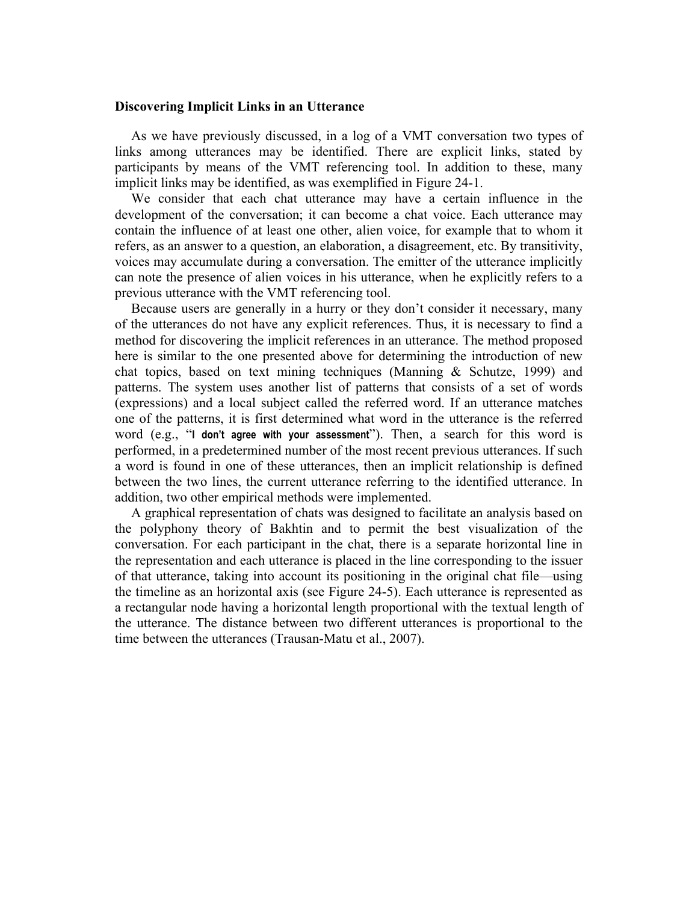**Discovering Implicit Links in an Utterance**

As we have previously discussed, in a log of a VMT conversation two types of links among utterances may be identified. There are explicit links, stated by participants by means of the VMT referencing tool. In addition to these, many implicit links may be identified, as was exemplified in Figure 24-1.

We consider that each chat utterance may have a certain influence in the development of the conversation; it can become a chat voice. Each utterance may contain the influence of at least one other, alien voice, for example that to whom it refers, as an answer to a question, an elaboration, a disagreement, etc. By transitivity, voices may accumulate during a conversation. The emitter of the utterance implicitly can note the presence of alien voices in his utterance, when he explicitly refers to a previous utterance with the VMT referencing tool.

Because users are generally in a hurry or they don't consider it necessary, many of the utterances do not have any explicit references. Thus, it is necessary to find a method for discovering the implicit references in an utterance. The method proposed here is similar to the one presented above for determining the introduction of new chat topics, based on text mining techniques (Manning & Schutze, 1999) and patterns. The system uses another list of patterns that consists of a set of words (expressions) and a local subject called the referred word. If an utterance matches one of the patterns, it is first determined what word in the utterance is the referred word (e.g., "**I don't agree with your assessment**"). Then, a search for this word is performed, in a predetermined number of the most recent previous utterances. If such a word is found in one of these utterances, then an implicit relationship is defined between the two lines, the current utterance referring to the identified utterance. In addition, two other empirical methods were implemented.

A graphical representation of chats was designed to facilitate an analysis based on the polyphony theory of Bakhtin and to permit the best visualization of the conversation. For each participant in the chat, there is a separate horizontal line in the representation and each utterance is placed in the line corresponding to the issuer of that utterance, taking into account its positioning in the original chat file—using the timeline as an horizontal axis (see Figure 24-5). Each utterance is represented as a rectangular node having a horizontal length proportional with the textual length of the utterance. The distance between two different utterances is proportional to the time between the utterances (Trausan-Matu et al., 2007).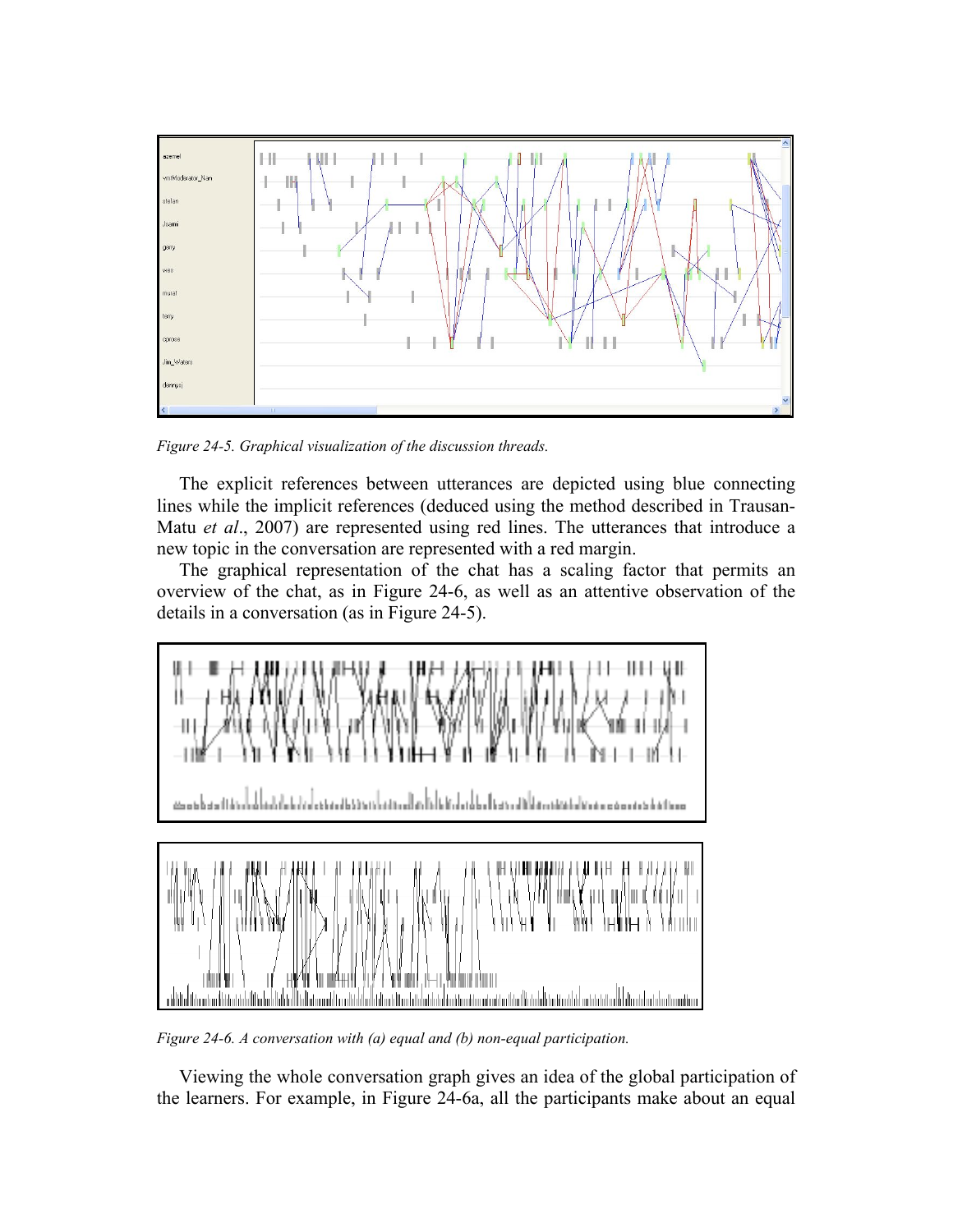*Figure 24-5. Graphical visualization of the discussion threads.*

The explicit references between utterances are depicted using blue connecting lines while the implicit references (deduced using the method described in Trausan-Matu *et al*., 2007) are represented using red lines. The utterances that introduce a new topic in the conversation are represented with a red margin.

The graphical representation of the chat has a scaling factor that permits an overview of the chat, as in Figure 24-6, as well as an attentive observation of the details in a conversation (as in Figure 24-5).

*Figure 24-6. A conversation with (a) equal and (b) non-equal participation.*

Viewing the whole conversation graph gives an idea of the global participation of the learners. For example, in Figure 24-6a, all the participants make about an equal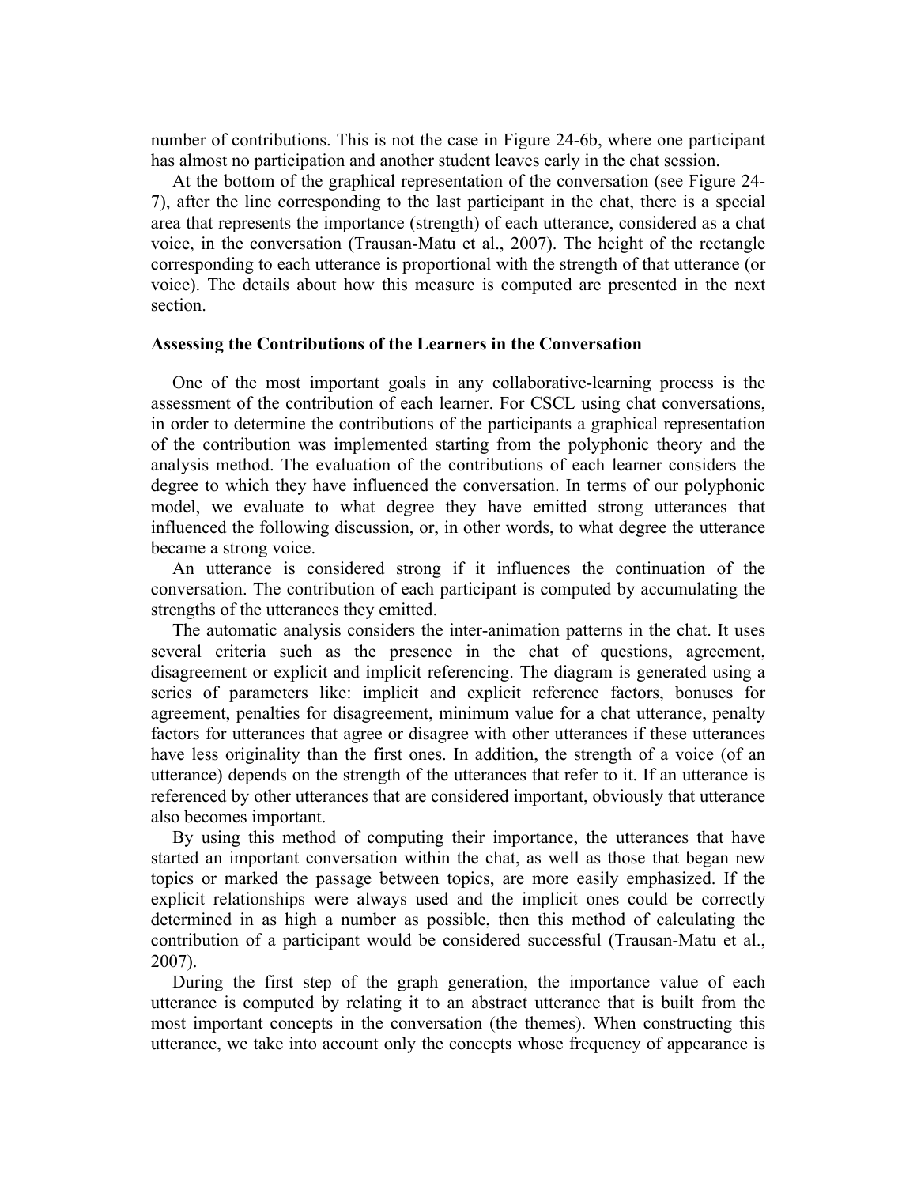number of contributions. This is not the case in Figure 24-6b, where one participant has almost no participation and another student leaves early in the chat session.

At the bottom of the graphical representation of the conversation (see Figure 24-7), after the line corresponding to the last participant in the chat, there is a special area that represents the importance (strength) of each utterance, considered as a chat voice, in the conversation (Trausan-Matu et al., 2007). The height of the rectangle corresponding to each utterance is proportional with the strength of that utterance (or voice). The details about how this measure is computed are presented in the next section.

**Assessing the Contributions of the Learners in the Conversation**

One of the most important goals in any collaborative-learning process is the assessment of the contribution of each learner. For CSCL using chat conversations, in order to determine the contributions of the participants a graphical representation of the contribution was implemented starting from the polyphonic theory and the analysis method. The evaluation of the contributions of each learner considers the degree to which they have influenced the conversation. In terms of our polyphonic model, we evaluate to what degree they have emitted strong utterances that influenced the following discussion, or, in other words, to what degree the utterance became a strong voice.

An utterance is considered strong if it influences the continuation of the conversation. The contribution of each participant is computed by accumulating the strengths of the utterances they emitted.

The automatic analysis considers the inter-animation patterns in the chat. It uses several criteria such as the presence in the chat of questions, agreement, disagreement or explicit and implicit referencing. The diagram is generated using a series of parameters like: implicit and explicit reference factors, bonuses for agreement, penalties for disagreement, minimum value for a chat utterance, penalty factors for utterances that agree or disagree with other utterances if these utterances have less originality than the first ones. In addition, the strength of a voice (of an utterance) depends on the strength of the utterances that refer to it. If an utterance is referenced by other utterances that are considered important, obviously that utterance also becomes important.

By using this method of computing their importance, the utterances that have started an important conversation within the chat, as well as those that began new topics or marked the passage between topics, are more easily emphasized. If the explicit relationships were always used and the implicit ones could be correctly determined in as high a number as possible, then this method of calculating the contribution of a participant would be considered successful (Trausan-Matu et al., 2007).

During the first step of the graph generation, the importance value of each utterance is computed by relating it to an abstract utterance that is built from the most important concepts in the conversation (the themes). When constructing this utterance, we take into account only the concepts whose frequency of appearance is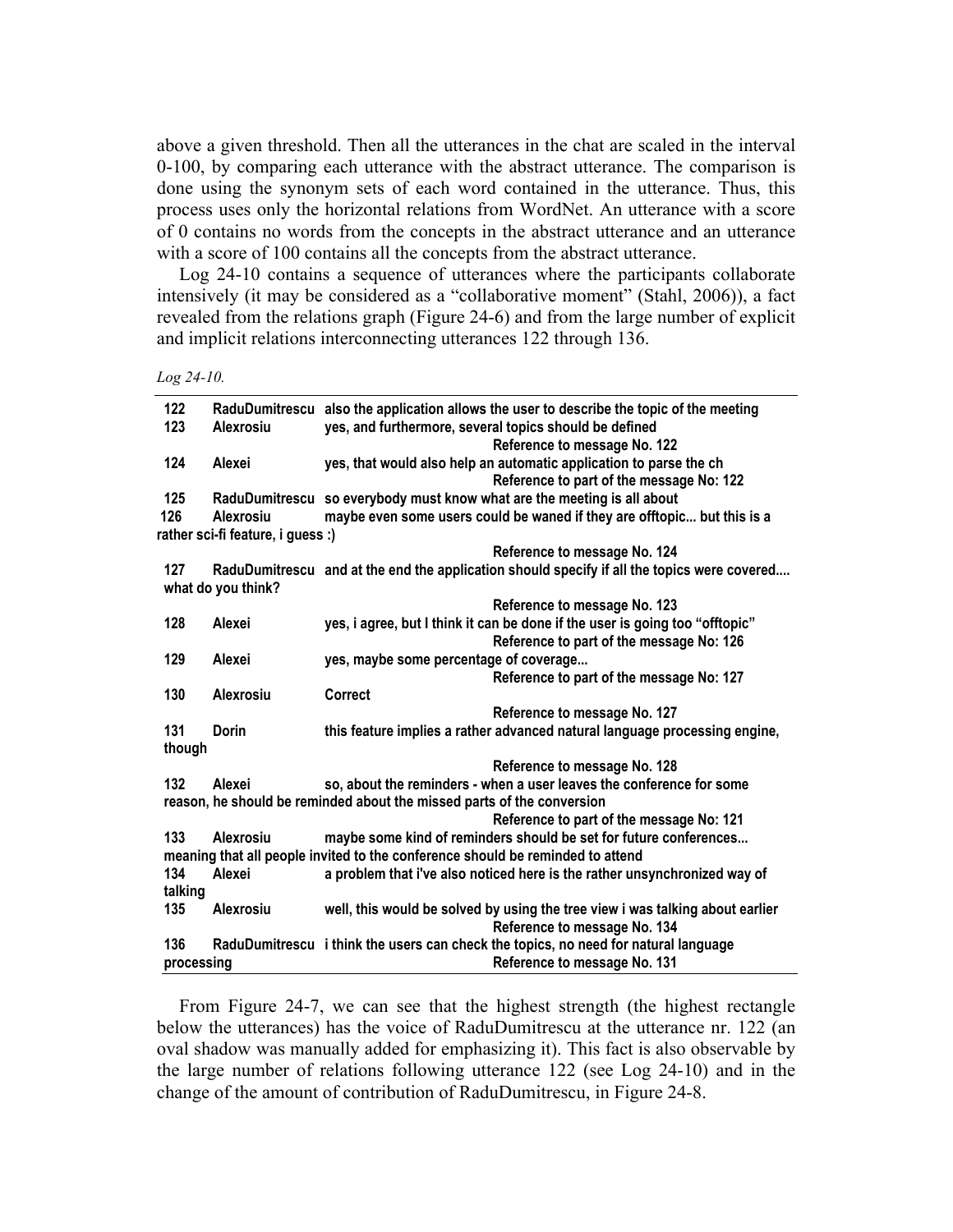above a given threshold. Then all the utterances in the chat are scaled in the interval 0-100, by comparing each utterance with the abstract utterance. The comparison is done using the synonym sets of each word contained in the utterance. Thus, this process uses only the horizontal relations from WordNet. An utterance with a score of 0 contains no words from the concepts in the abstract utterance and an utterance with a score of 100 contains all the concepts from the abstract utterance.

Log 24-10 contains a sequence of utterances where the participants collaborate intensively (it may be considered as a "collaborative moment" (Stahl, 2006)), a fact revealed from the relations graph (Figure 24-6) and from the large number of explicit and implicit relations interconnecting utterances 122 through 136.

*Log 24-10.*

| | | |
|---|---|---|
| **122** | **RaduDumitrescu** | **also the application allows the user to describe the topic of the meeting** |
| **123** | **Alexrosiu** | **yes, and furthermore, several topics should be defined** <br> **Reference to message No. 122** |
| **124** | **Alexei** | **yes, that would also help an automatic application to parse the ch** <br> **Reference to part of the message No: 122** |
| **125** | **RaduDumitrescu** | **so everybody must know what are the meeting is all about** |
| **126** | **Alexrosiu** | **maybe even some users could be waned if they are offtopic... but this is a rather sci-fi feature, i guess :)** <br> **Reference to message No. 124** |
| **127** | **RaduDumitrescu** | **and at the end the application should specify if all the topics were covered.... what do you think?** <br> **Reference to message No. 123** |
| **128** | **Alexei** | **yes, i agree, but I think it can be done if the user is going too "offtopic"** <br> **Reference to part of the message No: 126** |
| **129** | **Alexei** | **yes, maybe some percentage of coverage...** <br> **Reference to part of the message No: 127** |
| **130** | **Alexrosiu** | **Correct** <br> **Reference to message No. 127** |
| **131** | **Dorin** | **this feature implies a rather advanced natural language processing engine, though** <br> **Reference to message No. 128** |
| **132** | **Alexei** | **so, about the reminders - when a user leaves the conference for some reason, he should be reminded about the missed parts of the conversion** <br> **Reference to part of the message No: 121** |
| **133** | **Alexrosiu** | **maybe some kind of reminders should be set for future conferences... meaning that all people invited to the conference should be reminded to attend** |
| **134** | **Alexei** | **a problem that i've also noticed here is the rather unsynchronized way of talking** |
| **135** | **Alexrosiu** | **well, this would be solved by using the tree view i was talking about earlier** <br> **Reference to message No. 134** |
| **136** | **RaduDumitrescu** | **i think the users can check the topics, no need for natural language processing** <br> **Reference to message No. 131** |

From Figure 24-7, we can see that the highest strength (the highest rectangle below the utterances) has the voice of RaduDumitrescu at the utterance nr. 122 (an oval shadow was manually added for emphasizing it). This fact is also observable by the large number of relations following utterance 122 (see Log 24-10) and in the change of the amount of contribution of RaduDumitrescu, in Figure 24-8.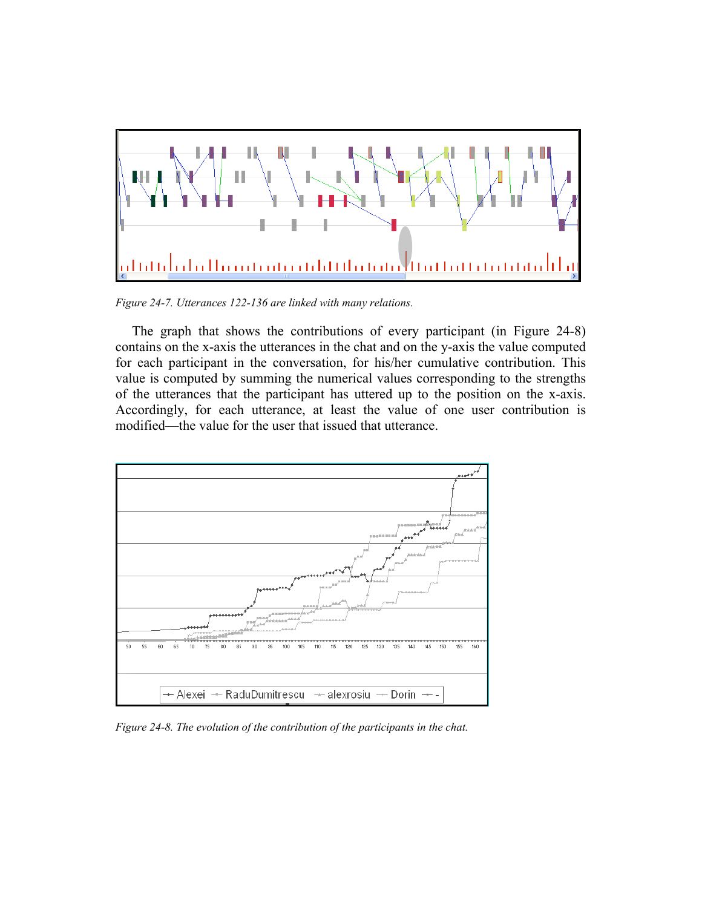*Figure 24-7. Utterances 122-136 are linked with many relations.*

The graph that shows the contributions of every participant (in Figure 24-8) contains on the x-axis the utterances in the chat and on the y-axis the value computed for each participant in the conversation, for his/her cumulative contribution. This value is computed by summing the numerical values corresponding to the strengths of the utterances that the participant has uttered up to the position on the x-axis. Accordingly, for each utterance, at least the value of one user contribution is modified—the value for the user that issued that utterance.

*Figure 24-8. The evolution of the contribution of the participants in the chat.*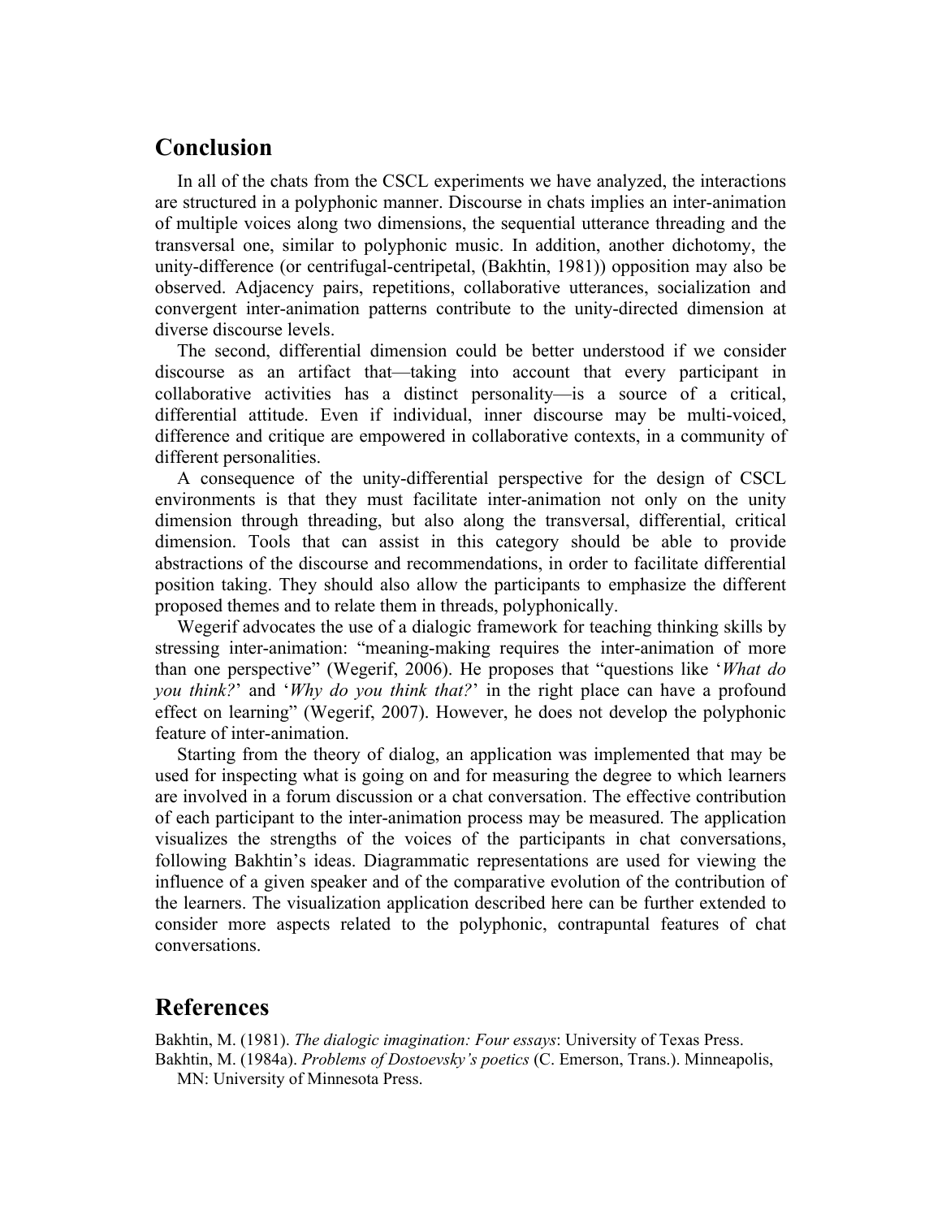## Conclusion

In all of the chats from the CSCL experiments we have analyzed, the interactions are structured in a polyphonic manner. Discourse in chats implies an inter-animation of multiple voices along two dimensions, the sequential utterance threading and the transversal one, similar to polyphonic music. In addition, another dichotomy, the unity-difference (or centrifugal-centripetal, (Bakhtin, 1981)) opposition may also be observed. Adjacency pairs, repetitions, collaborative utterances, socialization and convergent inter-animation patterns contribute to the unity-directed dimension at diverse discourse levels.

The second, differential dimension could be better understood if we consider discourse as an artifact that—taking into account that every participant in collaborative activities has a distinct personality—is a source of a critical, differential attitude. Even if individual, inner discourse may be multi-voiced, difference and critique are empowered in collaborative contexts, in a community of different personalities.

A consequence of the unity-differential perspective for the design of CSCL environments is that they must facilitate inter-animation not only on the unity dimension through threading, but also along the transversal, differential, critical dimension. Tools that can assist in this category should be able to provide abstractions of the discourse and recommendations, in order to facilitate differential position taking. They should also allow the participants to emphasize the different proposed themes and to relate them in threads, polyphonically.

Wegerif advocates the use of a dialogic framework for teaching thinking skills by stressing inter-animation: "meaning-making requires the inter-animation of more than one perspective" (Wegerif, 2006). He proposes that "questions like '*What do you think?*' and '*Why do you think that?*' in the right place can have a profound effect on learning" (Wegerif, 2007). However, he does not develop the polyphonic feature of inter-animation.

Starting from the theory of dialog, an application was implemented that may be used for inspecting what is going on and for measuring the degree to which learners are involved in a forum discussion or a chat conversation. The effective contribution of each participant to the inter-animation process may be measured. The application visualizes the strengths of the voices of the participants in chat conversations, following Bakhtin's ideas. Diagrammatic representations are used for viewing the influence of a given speaker and of the comparative evolution of the contribution of the learners. The visualization application described here can be further extended to consider more aspects related to the polyphonic, contrapuntal features of chat conversations.

## References

Bakhtin, M. (1981). *The dialogic imagination: Four essays*: University of Texas Press.

Bakhtin, M. (1984a). *Problems of Dostoevsky's poetics* (C. Emerson, Trans.). Minneapolis, MN: University of Minnesota Press.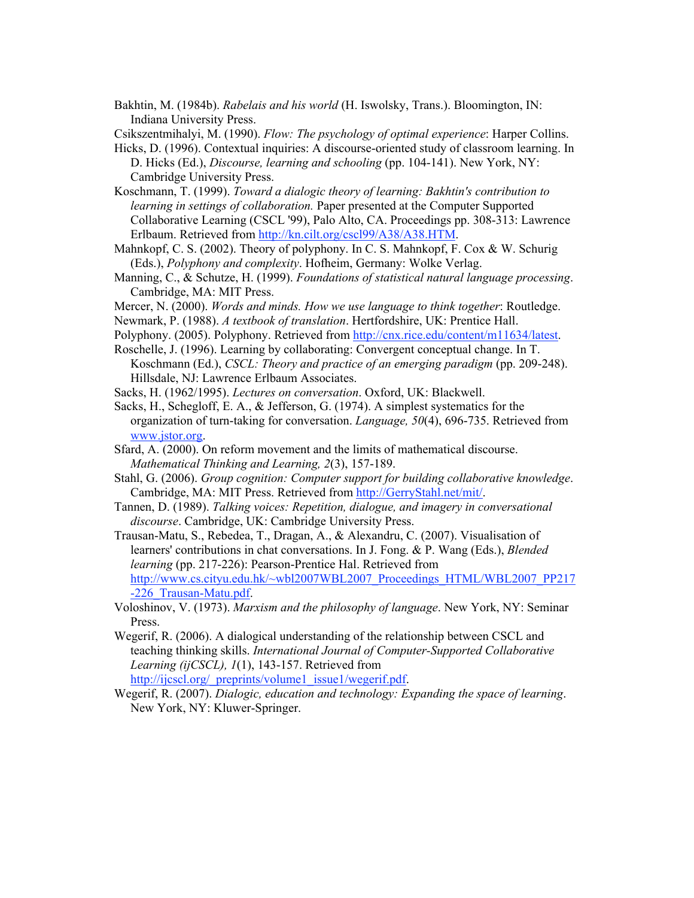Bakhtin, M. (1984b). *Rabelais and his world* (H. Iswolsky, Trans.). Bloomington, IN: Indiana University Press.

Csikszentmihalyi, M. (1990). *Flow: The psychology of optimal experience*: Harper Collins.

Hicks, D. (1996). Contextual inquiries: A discourse-oriented study of classroom learning. In D. Hicks (Ed.), *Discourse, learning and schooling* (pp. 104-141). New York, NY: Cambridge University Press.

Koschmann, T. (1999). *Toward a dialogic theory of learning: Bakhtin's contribution to learning in settings of collaboration.* Paper presented at the Computer Supported Collaborative Learning (CSCL '99), Palo Alto, CA. Proceedings pp. 308-313: Lawrence Erlbaum. Retrieved from http://kn.cilt.org/cscl99/A38/A38.HTM.

Mahnkopf, C. S. (2002). Theory of polyphony. In C. S. Mahnkopf, F. Cox & W. Schurig (Eds.), *Polyphony and complexity*. Hofheim, Germany: Wolke Verlag.

Manning, C., & Schutze, H. (1999). *Foundations of statistical natural language processing*. Cambridge, MA: MIT Press.

Mercer, N. (2000). *Words and minds. How we use language to think together*: Routledge.

Newmark, P. (1988). *A textbook of translation*. Hertfordshire, UK: Prentice Hall.

Polyphony. (2005). Polyphony. Retrieved from http://cnx.rice.edu/content/m11634/latest.

Roschelle, J. (1996). Learning by collaborating: Convergent conceptual change. In T. Koschmann (Ed.), *CSCL: Theory and practice of an emerging paradigm* (pp. 209-248). Hillsdale, NJ: Lawrence Erlbaum Associates.

Sacks, H. (1962/1995). *Lectures on conversation*. Oxford, UK: Blackwell.

Sacks, H., Schegloff, E. A., & Jefferson, G. (1974). A simplest systematics for the organization of turn-taking for conversation. *Language, 50*(4), 696-735. Retrieved from www.jstor.org.

Sfard, A. (2000). On reform movement and the limits of mathematical discourse. *Mathematical Thinking and Learning, 2*(3), 157-189.

Stahl, G. (2006). *Group cognition: Computer support for building collaborative knowledge*. Cambridge, MA: MIT Press. Retrieved from http://GerryStahl.net/mit/.

Tannen, D. (1989). *Talking voices: Repetition, dialogue, and imagery in conversational discourse*. Cambridge, UK: Cambridge University Press.

Trausan-Matu, S., Rebedea, T., Dragan, A., & Alexandru, C. (2007). Visualisation of learners' contributions in chat conversations. In J. Fong. & P. Wang (Eds.), *Blended learning* (pp. 217-226): Pearson-Prentice Hal. Retrieved from http://www.cs.cityu.edu.hk/~wbl2007WBL2007_Proceedings_HTML/WBL2007_PP217-226_Trausan-Matu.pdf.

Voloshinov, V. (1973). *Marxism and the philosophy of language*. New York, NY: Seminar Press.

Wegerif, R. (2006). A dialogical understanding of the relationship between CSCL and teaching thinking skills. *International Journal of Computer-Supported Collaborative Learning (ijCSCL), 1*(1), 143-157. Retrieved from http://ijcscl.org/_preprints/volume1_issue1/wegerif.pdf.

Wegerif, R. (2007). *Dialogic, education and technology: Expanding the space of learning*. New York, NY: Kluwer-Springer.